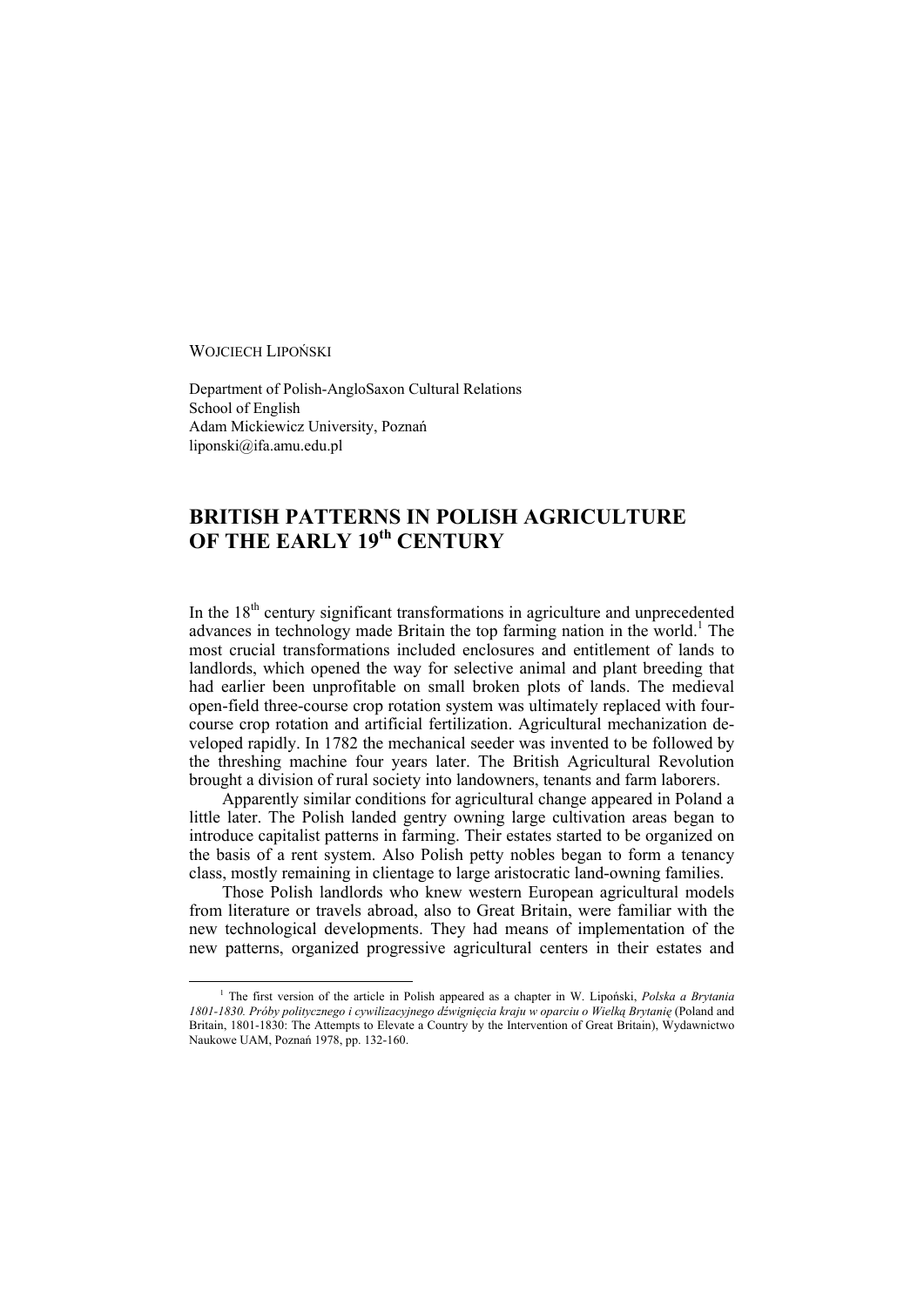WOJCIECH LIPOŃSKI

Department of Polish-AngloSaxon Cultural Relations
School of English
Adam Mickiewicz University, Poznań
liponski@ifa.amu.edu.pl

# BRITISH PATTERNS IN POLISH AGRICULTURE OF THE EARLY 19th CENTURY

In the 18th century significant transformations in agriculture and unprecedented advances in technology made Britain the top farming nation in the world.[1] The most crucial transformations included enclosures and entitlement of lands to landlords, which opened the way for selective animal and plant breeding that had earlier been unprofitable on small broken plots of lands. The medieval open-field three-course crop rotation system was ultimately replaced with four-course crop rotation and artificial fertilization. Agricultural mechanization developed rapidly. In 1782 the mechanical seeder was invented to be followed by the threshing machine four years later. The British Agricultural Revolution brought a division of rural society into landowners, tenants and farm laborers.

Apparently similar conditions for agricultural change appeared in Poland a little later. The Polish landed gentry owning large cultivation areas began to introduce capitalist patterns in farming. Their estates started to be organized on the basis of a rent system. Also Polish petty nobles began to form a tenancy class, mostly remaining in clientage to large aristocratic land-owning families.

Those Polish landlords who knew western European agricultural models from literature or travels abroad, also to Great Britain, were familiar with the new technological developments. They had means of implementation of the new patterns, organized progressive agricultural centers in their estates and

[1] The first version of the article in Polish appeared as a chapter in W. Lipoński, *Polska a Brytania 1801-1830. Próby politycznego i cywilizacyjnego dźwignięcia kraju w oparciu o Wielką Brytanię* (Poland and Britain, 1801-1830: The Attempts to Elevate a Country by the Intervention of Great Britain), Wydawnictwo Naukowe UAM, Poznań 1978, pp. 132-160.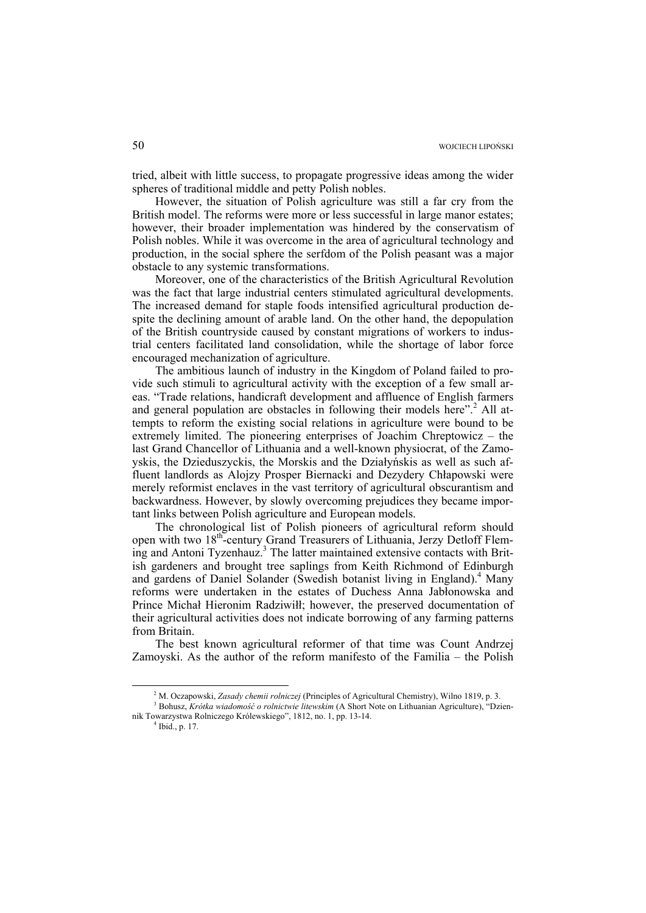tried, albeit with little success, to propagate progressive ideas among the wider spheres of traditional middle and petty Polish nobles.

However, the situation of Polish agriculture was still a far cry from the British model. The reforms were more or less successful in large manor estates; however, their broader implementation was hindered by the conservatism of Polish nobles. While it was overcome in the area of agricultural technology and production, in the social sphere the serfdom of the Polish peasant was a major obstacle to any systemic transformations.

Moreover, one of the characteristics of the British Agricultural Revolution was the fact that large industrial centers stimulated agricultural developments. The increased demand for staple foods intensified agricultural production despite the declining amount of arable land. On the other hand, the depopulation of the British countryside caused by constant migrations of workers to industrial centers facilitated land consolidation, while the shortage of labor force encouraged mechanization of agriculture.

The ambitious launch of industry in the Kingdom of Poland failed to provide such stimuli to agricultural activity with the exception of a few small areas. "Trade relations, handicraft development and affluence of English farmers and general population are obstacles in following their models here".[2] All attempts to reform the existing social relations in agriculture were bound to be extremely limited. The pioneering enterprises of Joachim Chreptowicz – the last Grand Chancellor of Lithuania and a well-known physiocrat, of the Zamoyskis, the Dzieduszyckis, the Morskis and the Działyńskis as well as such affluent landlords as Alojzy Prosper Biernacki and Dezydery Chłapowski were merely reformist enclaves in the vast territory of agricultural obscurantism and backwardness. However, by slowly overcoming prejudices they became important links between Polish agriculture and European models.

The chronological list of Polish pioneers of agricultural reform should open with two 18th-century Grand Treasurers of Lithuania, Jerzy Detloff Fleming and Antoni Tyzenhauz.[3] The latter maintained extensive contacts with British gardeners and brought tree saplings from Keith Richmond of Edinburgh and gardens of Daniel Solander (Swedish botanist living in England).[4] Many reforms were undertaken in the estates of Duchess Anna Jabłonowska and Prince Michał Hieronim Radziwiłł; however, the preserved documentation of their agricultural activities does not indicate borrowing of any farming patterns from Britain.

The best known agricultural reformer of that time was Count Andrzej Zamoyski. As the author of the reform manifesto of the Familia – the Polish

---

[2] M. Oczapowski, *Zasady chemii rolniczej* (Principles of Agricultural Chemistry), Wilno 1819, p. 3.

[3] Bohusz, *Krótka wiadomość o rolnictwie litewskim* (A Short Note on Lithuanian Agriculture), "Dziennik Towarzystwa Rolniczego Królewskiego", 1812, no. 1, pp. 13-14.

[4] Ibid., p. 17.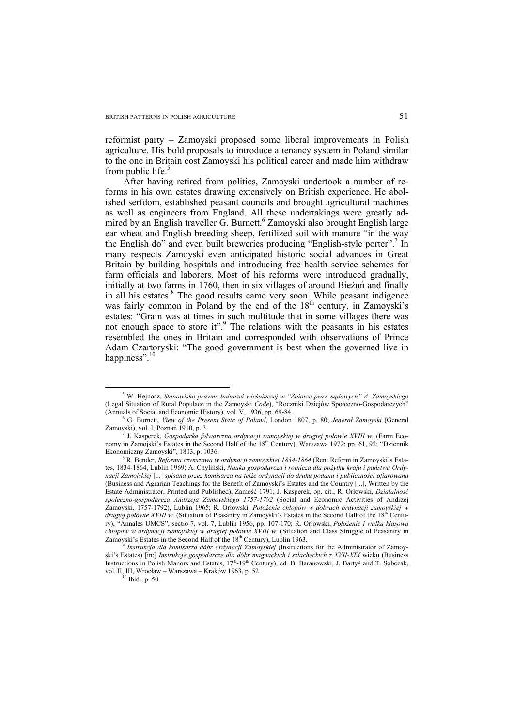reformist party – Zamoyski proposed some liberal improvements in Polish agriculture. His bold proposals to introduce a tenancy system in Poland similar to the one in Britain cost Zamoyski his political career and made him withdraw from public life.[5]

After having retired from politics, Zamoyski undertook a number of reforms in his own estates drawing extensively on British experience. He abolished serfdom, established peasant councils and brought agricultural machines as well as engineers from England. All these undertakings were greatly admired by an English traveller G. Burnett.[6] Zamoyski also brought English large ear wheat and English breeding sheep, fertilized soil with manure "in the way the English do" and even built breweries producing "English-style porter".[7] In many respects Zamoyski even anticipated historic social advances in Great Britain by building hospitals and introducing free health service schemes for farm officials and laborers. Most of his reforms were introduced gradually, initially at two farms in 1760, then in six villages of around Bieżuń and finally in all his estates.[8] The good results came very soon. While peasant indigence was fairly common in Poland by the end of the 18th century, in Zamoyski's estates: "Grain was at times in such multitude that in some villages there was not enough space to store it".[9] The relations with the peasants in his estates resembled the ones in Britain and corresponded with observations of Prince Adam Czartoryski: "The good government is best when the governed live in happiness".[10]

---

[5] W. Hejnosz, *Stanowisko prawne ludności wieśniaczej w "Zbiorze praw sądowych" A. Zamoyskiego* (Legal Situation of Rural Populace in the Zamoyski *Code*), "Roczniki Dziejów Społeczno-Gospodarczych" (Annals of Social and Economic History), vol. V, 1936, pp. 69-84.

[6] G. Burnett, *View of the Present State of Poland*, London 1807, p. 80; *Jenerał Zamoyski* (General Zamoyski), vol. I, Poznań 1910, p. 3.

[7] J. Kasperek, *Gospodarka folwarczna ordynacji zamoyskiej w drugiej połowie XVIII w.* (Farm Economy in Zamojski's Estates in the Second Half of the 18th Century), Warszawa 1972; pp. 61, 92; "Dziennik Ekonomiczny Zamoyski", 1803, p. 1036.

[8] R. Bender, *Reforma czynszowa w ordynacji zamoyskiej 1834-1864* (Rent Reform in Zamoyski's Estates, 1834-1864, Lublin 1969; A. Chyliński, *Nauka gospodarcza i rolnicza dla pożytku kraju i państwa Ordynacji Zamojskiej* [...] *spisana przez komisarza na tejże ordynacji do druku podana i publiczności ofiarowana* (Business and Agrarian Teachings for the Benefit of Zamoyski's Estates and the Country [...], Written by the Estate Administrator, Printed and Published), Zamość 1791; J. Kasperek, op. cit.; R. Orłowski, *Działalność społeczno-gospodarcza Andrzeja Zamoyskiego 1757-1792* (Social and Economic Activities of Andrzej Zamoyski, 1757-1792), Lublin 1965; R. Orłowski, *Położenie chłopów w dobrach ordynacji zamoyskiej w drugiej połowie XVIII w.* (Situation of Peasantry in Zamoyski's Estates in the Second Half of the 18th Century), "Annales UMCS", sectio 7, vol. 7, Lublin 1956, pp. 107-170; R. Orłowski, *Położenie i walka klasowa chłopów w ordynacji zamoyskiej w drugiej połowie XVIII w.* (Situation and Class Struggle of Peasantry in Zamoyski's Estates in the Second Half of the 18th Century), Lublin 1963.

[9] *Instrukcja dla komisarza dóbr ordynacji Zamoyskiej* (Instructions for the Administrator of Zamoyski's Estates) [in:] *Instrukcje gospodarcze dla dóbr magnackich i szlacheckich z XVII-XIX* wieku (Business Instructions in Polish Manors and Estates, 17th-19th Century), ed. B. Baranowski, J. Bartyś and T. Sobczak, vol. II, III, Wrocław – Warszawa – Kraków 1963, p. 52.

[10] Ibid., p. 50.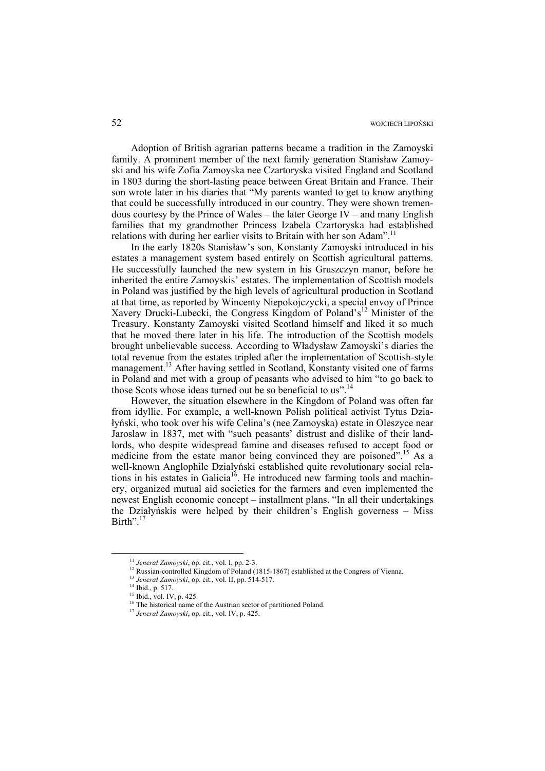Adoption of British agrarian patterns became a tradition in the Zamoyski family. A prominent member of the next family generation Stanisław Zamoyski and his wife Zofia Zamoyska nee Czartoryska visited England and Scotland in 1803 during the short-lasting peace between Great Britain and France. Their son wrote later in his diaries that "My parents wanted to get to know anything that could be successfully introduced in our country. They were shown tremendous courtesy by the Prince of Wales – the later George IV – and many English families that my grandmother Princess Izabela Czartoryska had established relations with during her earlier visits to Britain with her son Adam".[11]

In the early 1820s Stanisław's son, Konstanty Zamoyski introduced in his estates a management system based entirely on Scottish agricultural patterns. He successfully launched the new system in his Gruszczyn manor, before he inherited the entire Zamoyskis' estates. The implementation of Scottish models in Poland was justified by the high levels of agricultural production in Scotland at that time, as reported by Wincenty Niepokojczycki, a special envoy of Prince Xavery Drucki-Lubecki, the Congress Kingdom of Poland's[12] Minister of the Treasury. Konstanty Zamoyski visited Scotland himself and liked it so much that he moved there later in his life. The introduction of the Scottish models brought unbelievable success. According to Władysław Zamoyski's diaries the total revenue from the estates tripled after the implementation of Scottish-style management.[13] After having settled in Scotland, Konstanty visited one of farms in Poland and met with a group of peasants who advised to him "to go back to those Scots whose ideas turned out be so beneficial to us".[14]

However, the situation elsewhere in the Kingdom of Poland was often far from idyllic. For example, a well-known Polish political activist Tytus Działyński, who took over his wife Celina's (nee Zamoyska) estate in Oleszyce near Jarosław in 1837, met with "such peasants' distrust and dislike of their landlords, who despite widespread famine and diseases refused to accept food or medicine from the estate manor being convinced they are poisoned".[15] As a well-known Anglophile Działyński established quite revolutionary social relations in his estates in Galicia[16]. He introduced new farming tools and machinery, organized mutual aid societies for the farmers and even implemented the newest English economic concept – installment plans. "In all their undertakings the Działyńskis were helped by their children's English governess – Miss Birth".[17]

---

[11] *Jenerał Zamoyski*, op. cit., vol. I, pp. 2-3.

[12] Russian-controlled Kingdom of Poland (1815-1867) established at the Congress of Vienna.

[13] *Jenerał Zamoyski*, op. cit., vol. II, pp. 514-517.

[14] Ibid., p. 517.

[15] Ibid., vol. IV, p. 425.

[16] The historical name of the Austrian sector of partitioned Poland.

[17] *Jenerał Zamoyski*, op. cit., vol. IV, p. 425.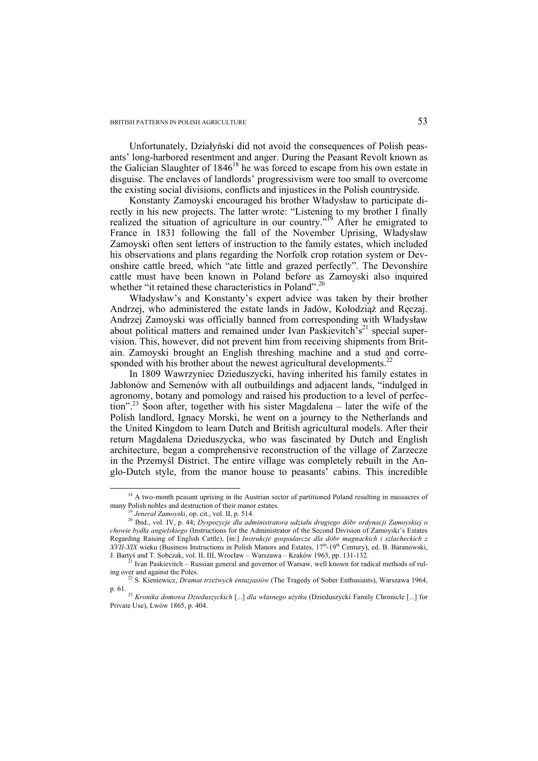Unfortunately, Działyński did not avoid the consequences of Polish peasants' long-harbored resentment and anger. During the Peasant Revolt known as the Galician Slaughter of 1846[18] he was forced to escape from his own estate in disguise. The enclaves of landlords' progressivism were too small to overcome the existing social divisions, conflicts and injustices in the Polish countryside.

Konstanty Zamoyski encouraged his brother Władysław to participate directly in his new projects. The latter wrote: "Listening to my brother I finally realized the situation of agriculture in our country."[19] After he emigrated to France in 1831 following the fall of the November Uprising, Władysław Zamoyski often sent letters of instruction to the family estates, which included his observations and plans regarding the Norfolk crop rotation system or Devonshire cattle breed, which "ate little and grazed perfectly". The Devonshire cattle must have been known in Poland before as Zamoyski also inquired whether "it retained these characteristics in Poland".[20]

Władysław's and Konstanty's expert advice was taken by their brother Andrzej, who administered the estate lands in Jadów, Kołodziąż and Ręczaj. Andrzej Zamoyski was officially banned from corresponding with Władysław about political matters and remained under Ivan Paskievitch's[21] special supervision. This, however, did not prevent him from receiving shipments from Britain. Zamoyski brought an English threshing machine and a stud and corresponded with his brother about the newest agricultural developments.[22]

In 1809 Wawrzyniec Dzieduszycki, having inherited his family estates in Jabłonów and Semenów with all outbuildings and adjacent lands, "indulged in agronomy, botany and pomology and raised his production to a level of perfection".[23] Soon after, together with his sister Magdalena – later the wife of the Polish landlord, Ignacy Morski, he went on a journey to the Netherlands and the United Kingdom to learn Dutch and British agricultural models. After their return Magdalena Dzieduszycka, who was fascinated by Dutch and English architecture, began a comprehensive reconstruction of the village of Zarzecze in the Przemyśl District. The entire village was completely rebuilt in the Anglo-Dutch style, from the manor house to peasants' cabins. This incredible

---

[18] A two-month peasant uprising in the Austrian sector of partitioned Poland resulting in massacres of many Polish nobles and destruction of their manor estates.

[19] *Jenerał Zamoyski*, op. cit., vol. II, p. 514.

[20] Ibid., vol. IV, p. 44; *Dyspozycje dla administratora udziału drugiego dóbr ordynacji Zamoyskiej o chowie bydła angielskiego* (Instructions for the Administrator of the Second Division of Zamoyski's Estates Regarding Raising of English Cattle), [in:] *Instrukcje gospodarcze dla dóbr magnackich i szlacheckich z XVII-XIX* wieku (Business Instructions in Polish Manors and Estates, 17th-19th Century), ed. B. Baranowski, J. Bartyś and T. Sobczak, vol. II, III, Wrocław – Warszawa – Kraków 1963, pp. 131-132.

[21] Ivan Paskievitch – Russian general and governor of Warsaw, well known for radical methods of ruling over and against the Poles.

[22] S. Kieniewicz, *Dramat trzeźwych entuzjastów* (The Tragedy of Sober Enthusiasts), Warszawa 1964, p. 61.

[23] *Kronika domowa Dzieduszyckich* [...] *dla własnego użytku* (Dzieduszycki Family Chronicle [...] for Private Use), Lwów 1865, p. 404.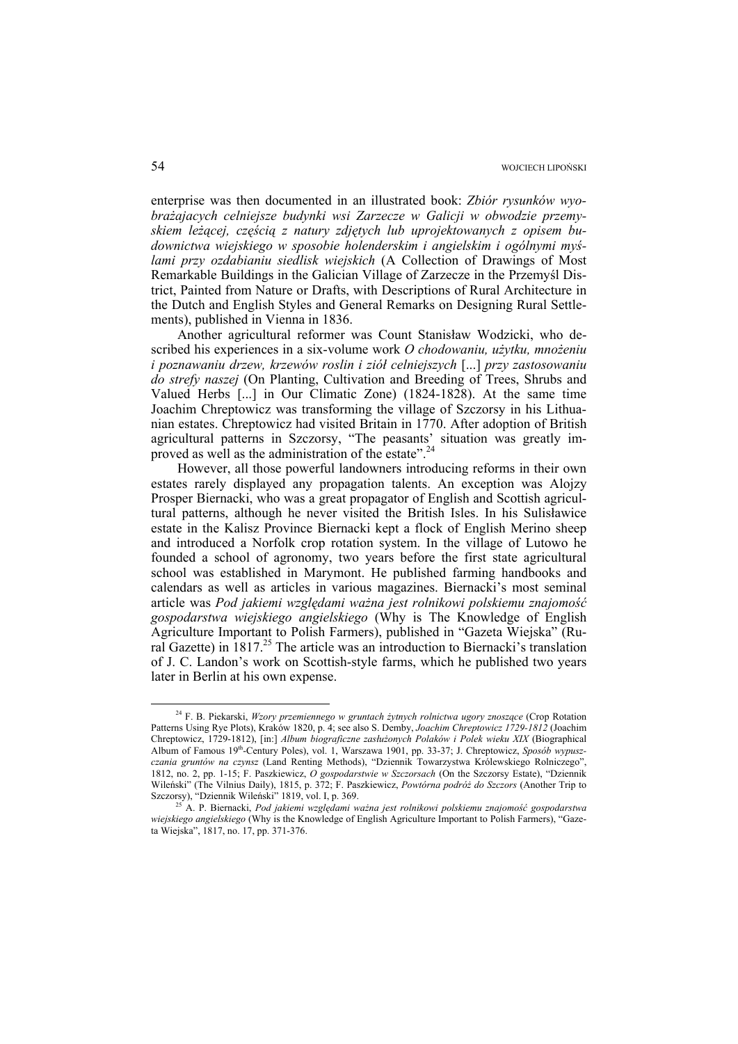enterprise was then documented in an illustrated book: *Zbiór rysunków wyobrażajacych celniejsze budynki wsi Zarzecze w Galicji w obwodzie przemyskiem leżącej, częścią z natury zdjętych lub uprojektowanych z opisem budownictwa wiejskiego w sposobie holenderskim i angielskim i ogólnymi myślami przy ozdabianiu siedlisk wiejskich* (A Collection of Drawings of Most Remarkable Buildings in the Galician Village of Zarzecze in the Przemyśl District, Painted from Nature or Drafts, with Descriptions of Rural Architecture in the Dutch and English Styles and General Remarks on Designing Rural Settlements), published in Vienna in 1836.

Another agricultural reformer was Count Stanisław Wodzicki, who described his experiences in a six-volume work *O chodowaniu, użytku, mnożeniu i poznawaniu drzew, krzewów roslin i ziół celniejszych* [...] *przy zastosowaniu do strefy naszej* (On Planting, Cultivation and Breeding of Trees, Shrubs and Valued Herbs [...] in Our Climatic Zone) (1824-1828). At the same time Joachim Chreptowicz was transforming the village of Szczorsy in his Lithuanian estates. Chreptowicz had visited Britain in 1770. After adoption of British agricultural patterns in Szczorsy, "The peasants' situation was greatly improved as well as the administration of the estate".[24]

However, all those powerful landowners introducing reforms in their own estates rarely displayed any propagation talents. An exception was Alojzy Prosper Biernacki, who was a great propagator of English and Scottish agricultural patterns, although he never visited the British Isles. In his Sulisławice estate in the Kalisz Province Biernacki kept a flock of English Merino sheep and introduced a Norfolk crop rotation system. In the village of Lutowo he founded a school of agronomy, two years before the first state agricultural school was established in Marymont. He published farming handbooks and calendars as well as articles in various magazines. Biernacki's most seminal article was *Pod jakiemi względami ważna jest rolnikowi polskiemu znajomość gospodarstwa wiejskiego angielskiego* (Why is The Knowledge of English Agriculture Important to Polish Farmers), published in "Gazeta Wiejska" (Rural Gazette) in 1817.[25] The article was an introduction to Biernacki's translation of J. C. Landon's work on Scottish-style farms, which he published two years later in Berlin at his own expense.

---

[24] F. B. Piekarski, *Wzory przemiennego w gruntach żytnych rolnictwa ugory znoszące* (Crop Rotation Patterns Using Rye Plots), Kraków 1820, p. 4; see also S. Demby, *Joachim Chreptowicz 1729-1812* (Joachim Chreptowicz, 1729-1812), [in:] *Album biograficzne zasłużonych Polaków i Polek wieku XIX* (Biographical Album of Famous 19th-Century Poles), vol. 1, Warszawa 1901, pp. 33-37; J. Chreptowicz, *Sposób wypuszczania gruntów na czynsz* (Land Renting Methods), "Dziennik Towarzystwa Królewskiego Rolniczego", 1812, no. 2, pp. 1-15; F. Paszkiewicz, *O gospodarstwie w Szczorsach* (On the Szczorsy Estate), "Dziennik Wileński" (The Vilnius Daily), 1815, p. 372; F. Paszkiewicz, *Powtórna podróż do Szczors* (Another Trip to Szczorsy), "Dziennik Wileński" 1819, vol. I, p. 369.

[25] A. P. Biernacki, *Pod jakiemi względami ważna jest rolnikowi polskiemu znajomość gospodarstwa wiejskiego angielskiego* (Why is the Knowledge of English Agriculture Important to Polish Farmers), "Gazeta Wiejska", 1817, no. 17, pp. 371-376.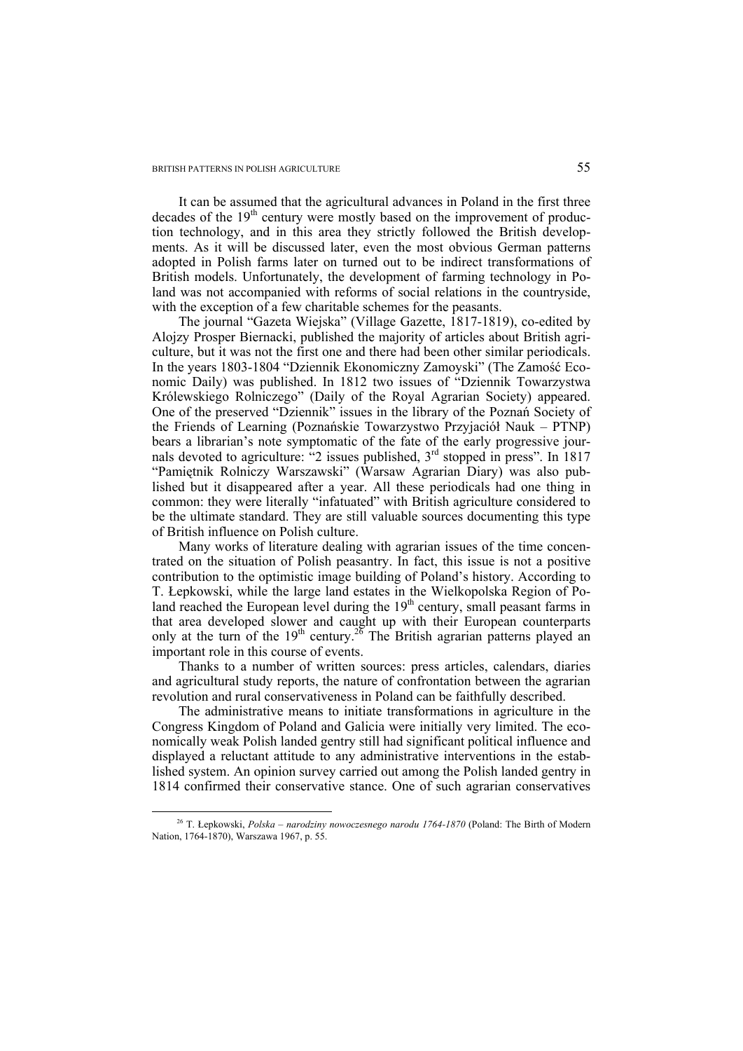It can be assumed that the agricultural advances in Poland in the first three decades of the 19th century were mostly based on the improvement of production technology, and in this area they strictly followed the British developments. As it will be discussed later, even the most obvious German patterns adopted in Polish farms later on turned out to be indirect transformations of British models. Unfortunately, the development of farming technology in Poland was not accompanied with reforms of social relations in the countryside, with the exception of a few charitable schemes for the peasants.

The journal "Gazeta Wiejska" (Village Gazette, 1817-1819), co-edited by Alojzy Prosper Biernacki, published the majority of articles about British agriculture, but it was not the first one and there had been other similar periodicals. In the years 1803-1804 "Dziennik Ekonomiczny Zamoyski" (The Zamość Economic Daily) was published. In 1812 two issues of "Dziennik Towarzystwa Królewskiego Rolniczego" (Daily of the Royal Agrarian Society) appeared. One of the preserved "Dziennik" issues in the library of the Poznań Society of the Friends of Learning (Poznańskie Towarzystwo Przyjaciół Nauk – PTNP) bears a librarian's note symptomatic of the fate of the early progressive journals devoted to agriculture: "2 issues published, 3rd stopped in press". In 1817 "Pamiętnik Rolniczy Warszawski" (Warsaw Agrarian Diary) was also published but it disappeared after a year. All these periodicals had one thing in common: they were literally "infatuated" with British agriculture considered to be the ultimate standard. They are still valuable sources documenting this type of British influence on Polish culture.

Many works of literature dealing with agrarian issues of the time concentrated on the situation of Polish peasantry. In fact, this issue is not a positive contribution to the optimistic image building of Poland's history. According to T. Łepkowski, while the large land estates in the Wielkopolska Region of Poland reached the European level during the 19th century, small peasant farms in that area developed slower and caught up with their European counterparts only at the turn of the 19th century.[26] The British agrarian patterns played an important role in this course of events.

Thanks to a number of written sources: press articles, calendars, diaries and agricultural study reports, the nature of confrontation between the agrarian revolution and rural conservativeness in Poland can be faithfully described.

The administrative means to initiate transformations in agriculture in the Congress Kingdom of Poland and Galicia were initially very limited. The economically weak Polish landed gentry still had significant political influence and displayed a reluctant attitude to any administrative interventions in the established system. An opinion survey carried out among the Polish landed gentry in 1814 confirmed their conservative stance. One of such agrarian conservatives

[26] T. Łepkowski, *Polska – narodziny nowoczesnego narodu 1764-1870* (Poland: The Birth of Modern Nation, 1764-1870), Warszawa 1967, p. 55.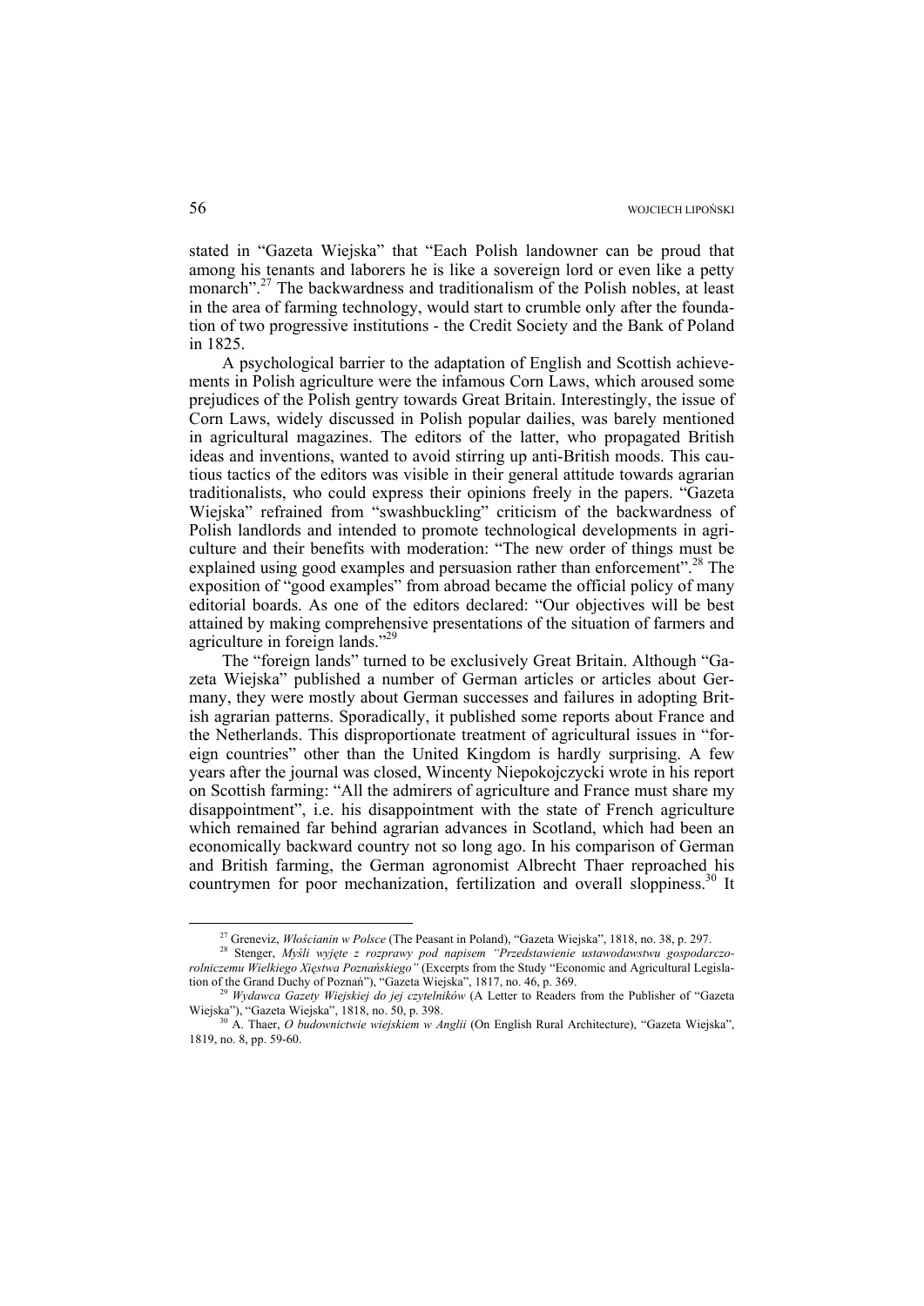stated in "Gazeta Wiejska" that "Each Polish landowner can be proud that among his tenants and laborers he is like a sovereign lord or even like a petty monarch".[27] The backwardness and traditionalism of the Polish nobles, at least in the area of farming technology, would start to crumble only after the foundation of two progressive institutions - the Credit Society and the Bank of Poland in 1825.

A psychological barrier to the adaptation of English and Scottish achievements in Polish agriculture were the infamous Corn Laws, which aroused some prejudices of the Polish gentry towards Great Britain. Interestingly, the issue of Corn Laws, widely discussed in Polish popular dailies, was barely mentioned in agricultural magazines. The editors of the latter, who propagated British ideas and inventions, wanted to avoid stirring up anti-British moods. This cautious tactics of the editors was visible in their general attitude towards agrarian traditionalists, who could express their opinions freely in the papers. "Gazeta Wiejska" refrained from "swashbuckling" criticism of the backwardness of Polish landlords and intended to promote technological developments in agriculture and their benefits with moderation: "The new order of things must be explained using good examples and persuasion rather than enforcement".[28] The exposition of "good examples" from abroad became the official policy of many editorial boards. As one of the editors declared: "Our objectives will be best attained by making comprehensive presentations of the situation of farmers and agriculture in foreign lands."[29]

The "foreign lands" turned to be exclusively Great Britain. Although "Gazeta Wiejska" published a number of German articles or articles about Germany, they were mostly about German successes and failures in adopting British agrarian patterns. Sporadically, it published some reports about France and the Netherlands. This disproportionate treatment of agricultural issues in "foreign countries" other than the United Kingdom is hardly surprising. A few years after the journal was closed, Wincenty Niepokojczycki wrote in his report on Scottish farming: "All the admirers of agriculture and France must share my disappointment", i.e. his disappointment with the state of French agriculture which remained far behind agrarian advances in Scotland, which had been an economically backward country not so long ago. In his comparison of German and British farming, the German agronomist Albrecht Thaer reproached his countrymen for poor mechanization, fertilization and overall sloppiness.[30] It

---

[27] Greneviz, *Włościanin w Polsce* (The Peasant in Poland), "Gazeta Wiejska", 1818, no. 38, p. 297.

[28] Stenger, *Myśli wyjęte z rozprawy pod napisem "Przedstawienie ustawodawstwu gospodarczo-rolniczemu Wielkiego Xięstwa Poznańskiego"* (Excerpts from the Study "Economic and Agricultural Legislation of the Grand Duchy of Poznań"), "Gazeta Wiejska", 1817, no. 46, p. 369.

[29] *Wydawca Gazety Wiejskiej do jej czytelników* (A Letter to Readers from the Publisher of "Gazeta Wiejska"), "Gazeta Wiejska", 1818, no. 50, p. 398.

[30] A. Thaer, *O budownictwie wiejskiem w Anglii* (On English Rural Architecture), "Gazeta Wiejska", 1819, no. 8, pp. 59-60.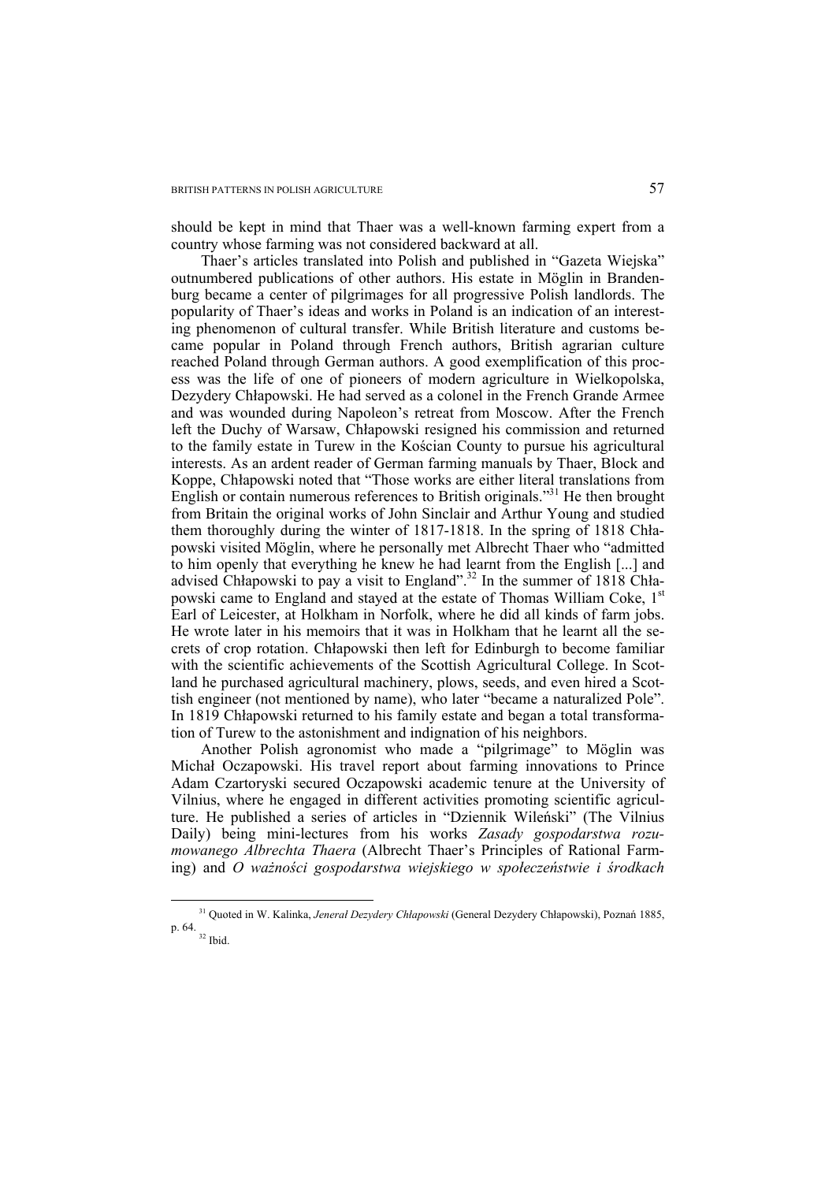should be kept in mind that Thaer was a well-known farming expert from a country whose farming was not considered backward at all.

Thaer's articles translated into Polish and published in "Gazeta Wiejska" outnumbered publications of other authors. His estate in Möglin in Brandenburg became a center of pilgrimages for all progressive Polish landlords. The popularity of Thaer's ideas and works in Poland is an indication of an interesting phenomenon of cultural transfer. While British literature and customs became popular in Poland through French authors, British agrarian culture reached Poland through German authors. A good exemplification of this process was the life of one of pioneers of modern agriculture in Wielkopolska, Dezydery Chłapowski. He had served as a colonel in the French Grande Armee and was wounded during Napoleon's retreat from Moscow. After the French left the Duchy of Warsaw, Chłapowski resigned his commission and returned to the family estate in Turew in the Kościan County to pursue his agricultural interests. As an ardent reader of German farming manuals by Thaer, Block and Koppe, Chłapowski noted that "Those works are either literal translations from English or contain numerous references to British originals."[31] He then brought from Britain the original works of John Sinclair and Arthur Young and studied them thoroughly during the winter of 1817-1818. In the spring of 1818 Chłapowski visited Möglin, where he personally met Albrecht Thaer who "admitted to him openly that everything he knew he had learnt from the English [...] and advised Chłapowski to pay a visit to England".[32] In the summer of 1818 Chłapowski came to England and stayed at the estate of Thomas William Coke, 1st Earl of Leicester, at Holkham in Norfolk, where he did all kinds of farm jobs. He wrote later in his memoirs that it was in Holkham that he learnt all the secrets of crop rotation. Chłapowski then left for Edinburgh to become familiar with the scientific achievements of the Scottish Agricultural College. In Scotland he purchased agricultural machinery, plows, seeds, and even hired a Scottish engineer (not mentioned by name), who later "became a naturalized Pole". In 1819 Chłapowski returned to his family estate and began a total transformation of Turew to the astonishment and indignation of his neighbors.

Another Polish agronomist who made a "pilgrimage" to Möglin was Michał Oczapowski. His travel report about farming innovations to Prince Adam Czartoryski secured Oczapowski academic tenure at the University of Vilnius, where he engaged in different activities promoting scientific agriculture. He published a series of articles in "Dziennik Wileński" (The Vilnius Daily) being mini-lectures from his works *Zasady gospodarstwa rozumowanego Albrechta Thaera* (Albrecht Thaer's Principles of Rational Farming) and *O ważności gospodarstwa wiejskiego w społeczeństwie i środkach*

---

[31] Quoted in W. Kalinka, *Jenerał Dezydery Chłapowski* (General Dezydery Chłapowski), Poznań 1885, p. 64.

[32] Ibid.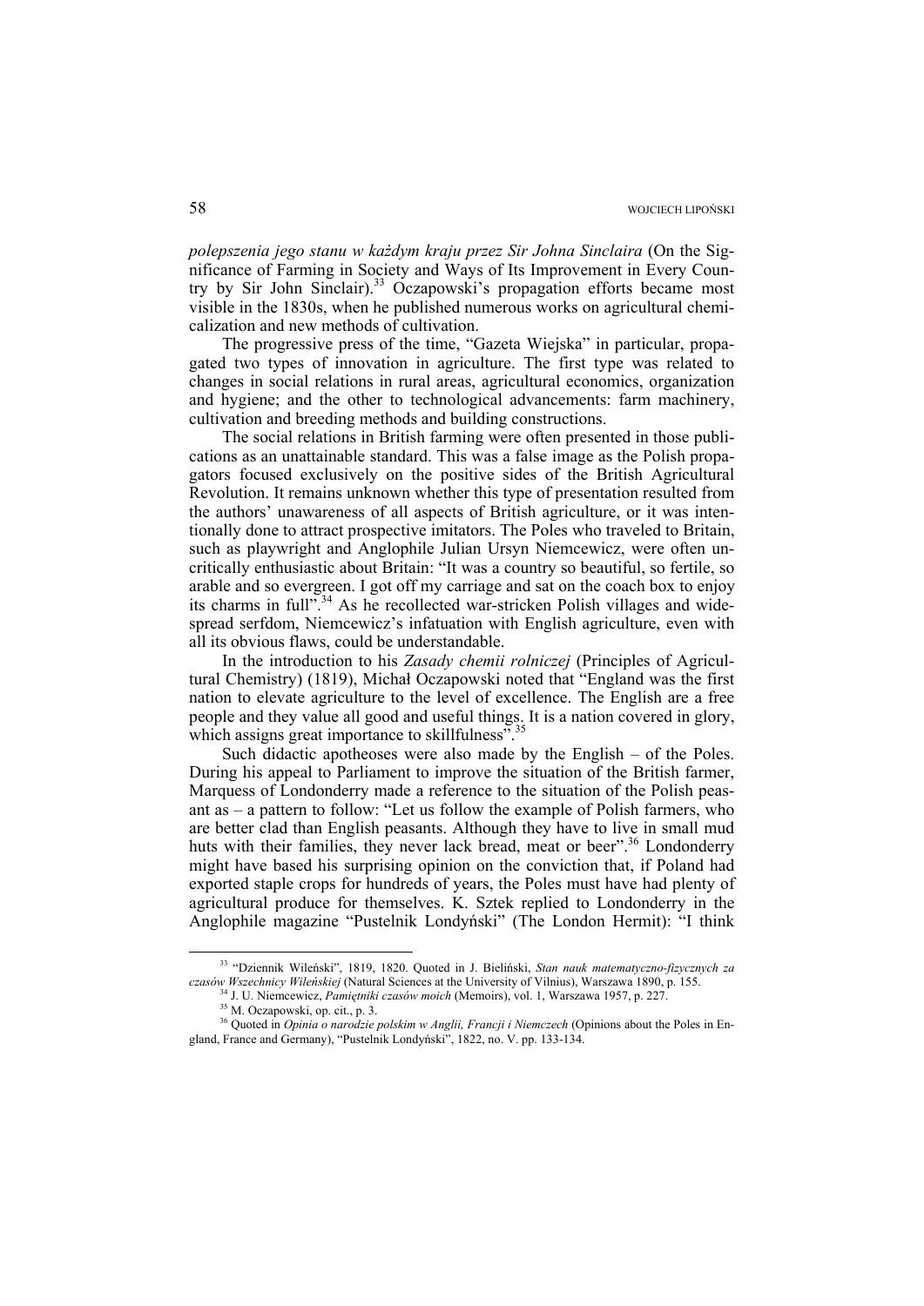*polepszenia jego stanu w każdym kraju przez Sir Johna Sinclaira* (On the Significance of Farming in Society and Ways of Its Improvement in Every Country by Sir John Sinclair).[33] Oczapowski's propagation efforts became most visible in the 1830s, when he published numerous works on agricultural chemicalization and new methods of cultivation.

The progressive press of the time, "Gazeta Wiejska" in particular, propagated two types of innovation in agriculture. The first type was related to changes in social relations in rural areas, agricultural economics, organization and hygiene; and the other to technological advancements: farm machinery, cultivation and breeding methods and building constructions.

The social relations in British farming were often presented in those publications as an unattainable standard. This was a false image as the Polish propagators focused exclusively on the positive sides of the British Agricultural Revolution. It remains unknown whether this type of presentation resulted from the authors' unawareness of all aspects of British agriculture, or it was intentionally done to attract prospective imitators. The Poles who traveled to Britain, such as playwright and Anglophile Julian Ursyn Niemcewicz, were often uncritically enthusiastic about Britain: "It was a country so beautiful, so fertile, so arable and so evergreen. I got off my carriage and sat on the coach box to enjoy its charms in full".[34] As he recollected war-stricken Polish villages and widespread serfdom, Niemcewicz's infatuation with English agriculture, even with all its obvious flaws, could be understandable.

In the introduction to his *Zasady chemii rolniczej* (Principles of Agricultural Chemistry) (1819), Michał Oczapowski noted that "England was the first nation to elevate agriculture to the level of excellence. The English are a free people and they value all good and useful things. It is a nation covered in glory, which assigns great importance to skillfulness".[35]

Such didactic apotheoses were also made by the English – of the Poles. During his appeal to Parliament to improve the situation of the British farmer, Marquess of Londonderry made a reference to the situation of the Polish peasant as – a pattern to follow: "Let us follow the example of Polish farmers, who are better clad than English peasants. Although they have to live in small mud huts with their families, they never lack bread, meat or beer".[36] Londonderry might have based his surprising opinion on the conviction that, if Poland had exported staple crops for hundreds of years, the Poles must have had plenty of agricultural produce for themselves. K. Sztek replied to Londonderry in the Anglophile magazine "Pustelnik Londyński" (The London Hermit): "I think

---

[33] "Dziennik Wileński", 1819, 1820. Quoted in J. Bieliński, *Stan nauk matematyczno-fizycznych za czasów Wszechnicy Wileńskiej* (Natural Sciences at the University of Vilnius), Warszawa 1890, p. 155.

[34] J. U. Niemcewicz, *Pamiętniki czasów moich* (Memoirs), vol. 1, Warszawa 1957, p. 227.

[35] M. Oczapowski, op. cit., p. 3.

[36] Quoted in *Opinia o narodzie polskim w Anglii, Francji i Niemczech* (Opinions about the Poles in England, France and Germany), "Pustelnik Londyński", 1822, no. V. pp. 133-134.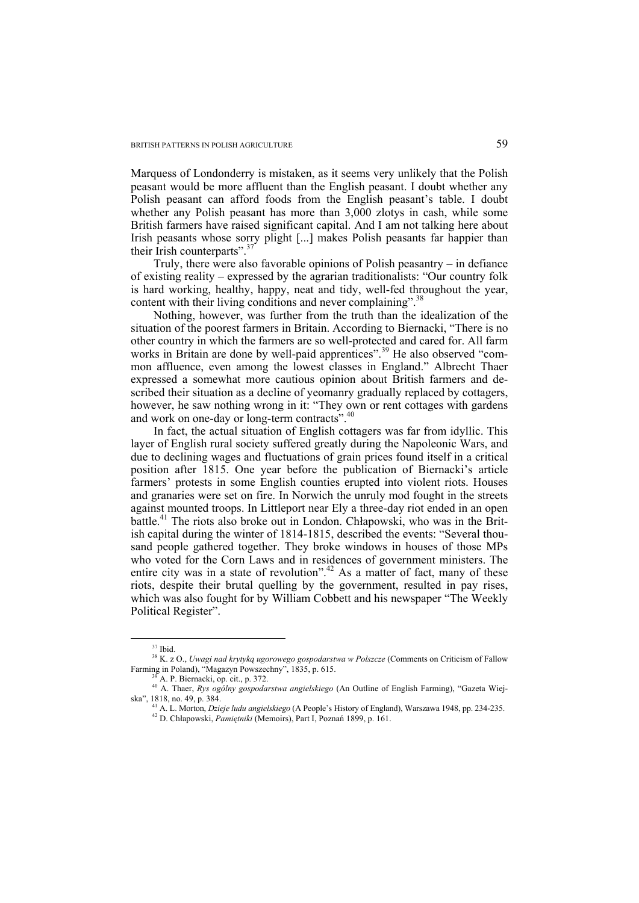Marquess of Londonderry is mistaken, as it seems very unlikely that the Polish peasant would be more affluent than the English peasant. I doubt whether any Polish peasant can afford foods from the English peasant's table. I doubt whether any Polish peasant has more than 3,000 zlotys in cash, while some British farmers have raised significant capital. And I am not talking here about Irish peasants whose sorry plight [...] makes Polish peasants far happier than their Irish counterparts".[37]

Truly, there were also favorable opinions of Polish peasantry – in defiance of existing reality – expressed by the agrarian traditionalists: "Our country folk is hard working, healthy, happy, neat and tidy, well-fed throughout the year, content with their living conditions and never complaining".[38]

Nothing, however, was further from the truth than the idealization of the situation of the poorest farmers in Britain. According to Biernacki, "There is no other country in which the farmers are so well-protected and cared for. All farm works in Britain are done by well-paid apprentices".[39] He also observed "common affluence, even among the lowest classes in England." Albrecht Thaer expressed a somewhat more cautious opinion about British farmers and described their situation as a decline of yeomanry gradually replaced by cottagers, however, he saw nothing wrong in it: "They own or rent cottages with gardens and work on one-day or long-term contracts".[40]

In fact, the actual situation of English cottagers was far from idyllic. This layer of English rural society suffered greatly during the Napoleonic Wars, and due to declining wages and fluctuations of grain prices found itself in a critical position after 1815. One year before the publication of Biernacki's article farmers' protests in some English counties erupted into violent riots. Houses and granaries were set on fire. In Norwich the unruly mod fought in the streets against mounted troops. In Littleport near Ely a three-day riot ended in an open battle.[41] The riots also broke out in London. Chłapowski, who was in the British capital during the winter of 1814-1815, described the events: "Several thousand people gathered together. They broke windows in houses of those MPs who voted for the Corn Laws and in residences of government ministers. The entire city was in a state of revolution".[42] As a matter of fact, many of these riots, despite their brutal quelling by the government, resulted in pay rises, which was also fought for by William Cobbett and his newspaper "The Weekly Political Register".

---

[37] Ibid.

[38] K. z O., *Uwagi nad krytyką ugorowego gospodarstwa w Polszcze* (Comments on Criticism of Fallow Farming in Poland), "Magazyn Powszechny", 1835, p. 615.

[39] A. P. Biernacki, op. cit., p. 372.

[40] A. Thaer, *Rys ogólny gospodarstwa angielskiego* (An Outline of English Farming), "Gazeta Wiejska", 1818, no. 49, p. 384.

[41] A. L. Morton, *Dzieje ludu angielskiego* (A People's History of England), Warszawa 1948, pp. 234-235.

[42] D. Chłapowski, *Pamiętniki* (Memoirs), Part I, Poznań 1899, p. 161.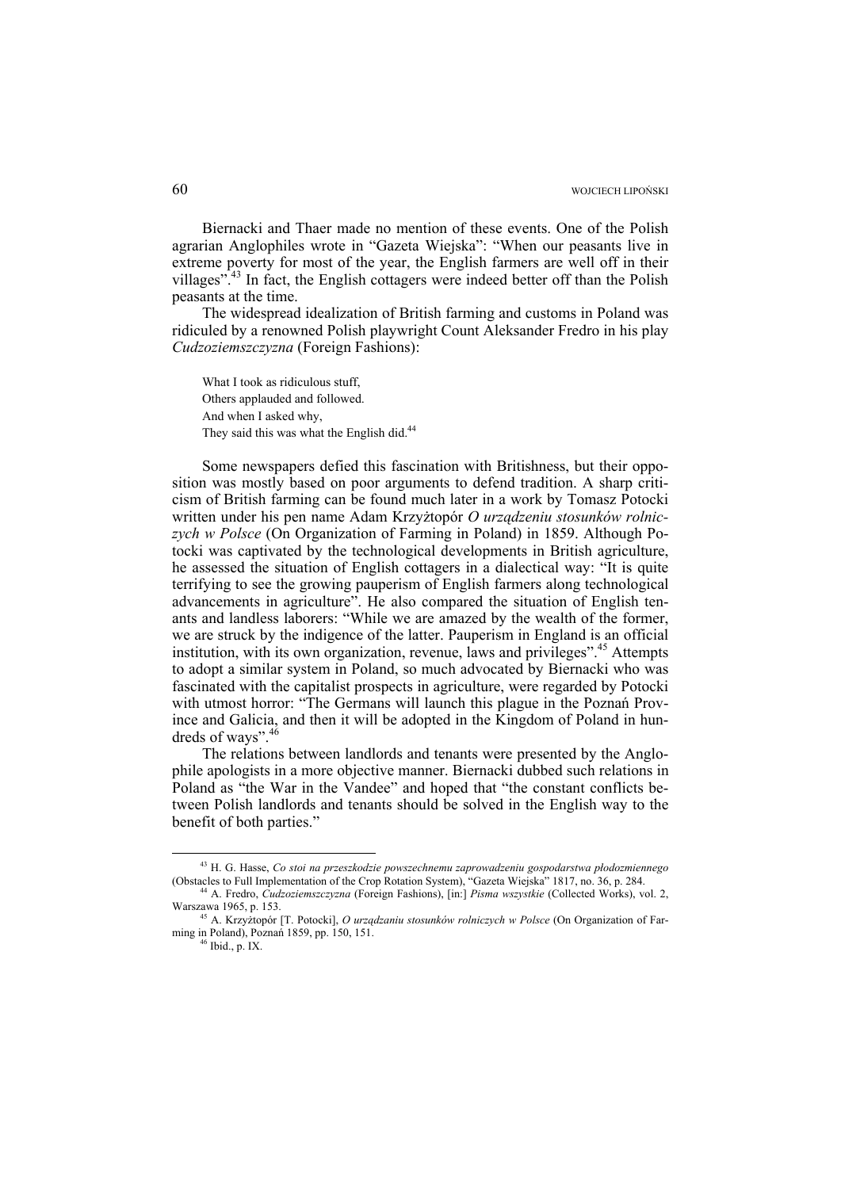Biernacki and Thaer made no mention of these events. One of the Polish agrarian Anglophiles wrote in "Gazeta Wiejska": "When our peasants live in extreme poverty for most of the year, the English farmers are well off in their villages".[43] In fact, the English cottagers were indeed better off than the Polish peasants at the time.

The widespread idealization of British farming and customs in Poland was ridiculed by a renowned Polish playwright Count Aleksander Fredro in his play *Cudzoziemszczyzna* (Foreign Fashions):

> What I took as ridiculous stuff,
> Others applauded and followed.
> And when I asked why,
> They said this was what the English did.[44]

Some newspapers defied this fascination with Britishness, but their opposition was mostly based on poor arguments to defend tradition. A sharp criticism of British farming can be found much later in a work by Tomasz Potocki written under his pen name Adam Krzyżtopór *O urządzeniu stosunków rolniczych w Polsce* (On Organization of Farming in Poland) in 1859. Although Potocki was captivated by the technological developments in British agriculture, he assessed the situation of English cottagers in a dialectical way: "It is quite terrifying to see the growing pauperism of English farmers along technological advancements in agriculture". He also compared the situation of English tenants and landless laborers: "While we are amazed by the wealth of the former, we are struck by the indigence of the latter. Pauperism in England is an official institution, with its own organization, revenue, laws and privileges".[45] Attempts to adopt a similar system in Poland, so much advocated by Biernacki who was fascinated with the capitalist prospects in agriculture, were regarded by Potocki with utmost horror: "The Germans will launch this plague in the Poznań Province and Galicia, and then it will be adopted in the Kingdom of Poland in hundreds of ways".[46]

The relations between landlords and tenants were presented by the Anglophile apologists in a more objective manner. Biernacki dubbed such relations in Poland as "the War in the Vandee" and hoped that "the constant conflicts between Polish landlords and tenants should be solved in the English way to the benefit of both parties."

---

[43] H. G. Hasse, *Co stoi na przeszkodzie powszechnemu zaprowadzeniu gospodarstwa płodozmiennego* (Obstacles to Full Implementation of the Crop Rotation System), "Gazeta Wiejska" 1817, no. 36, p. 284.

[44] A. Fredro, *Cudzoziemszczyzna* (Foreign Fashions), [in:] *Pisma wszystkie* (Collected Works), vol. 2, Warszawa 1965, p. 153.

[45] A. Krzyżtopór [T. Potocki], *O urządzaniu stosunków rolniczych w Polsce* (On Organization of Farming in Poland), Poznań 1859, pp. 150, 151.

[46] Ibid., p. IX.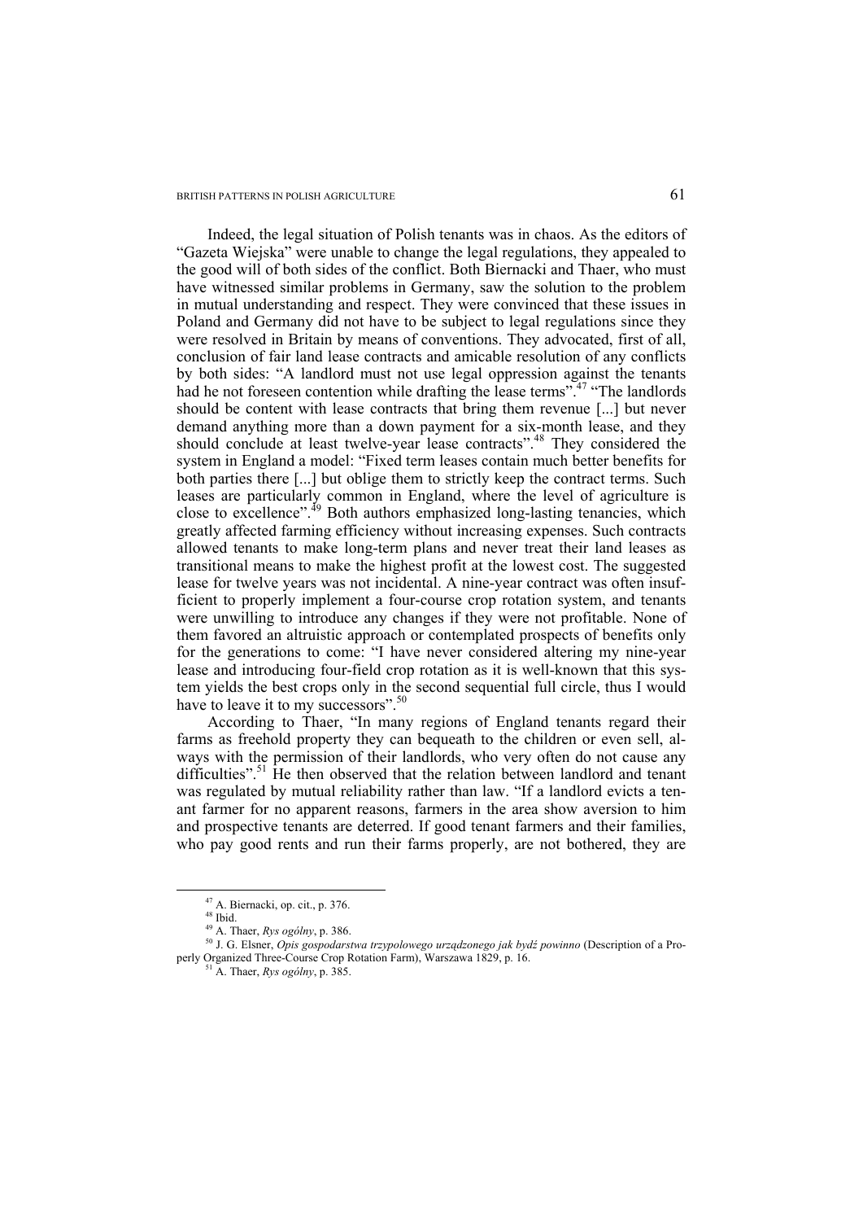Indeed, the legal situation of Polish tenants was in chaos. As the editors of "Gazeta Wiejska" were unable to change the legal regulations, they appealed to the good will of both sides of the conflict. Both Biernacki and Thaer, who must have witnessed similar problems in Germany, saw the solution to the problem in mutual understanding and respect. They were convinced that these issues in Poland and Germany did not have to be subject to legal regulations since they were resolved in Britain by means of conventions. They advocated, first of all, conclusion of fair land lease contracts and amicable resolution of any conflicts by both sides: "A landlord must not use legal oppression against the tenants had he not foreseen contention while drafting the lease terms".[47] "The landlords should be content with lease contracts that bring them revenue [...] but never demand anything more than a down payment for a six-month lease, and they should conclude at least twelve-year lease contracts".[48] They considered the system in England a model: "Fixed term leases contain much better benefits for both parties there [...] but oblige them to strictly keep the contract terms. Such leases are particularly common in England, where the level of agriculture is close to excellence".[49] Both authors emphasized long-lasting tenancies, which greatly affected farming efficiency without increasing expenses. Such contracts allowed tenants to make long-term plans and never treat their land leases as transitional means to make the highest profit at the lowest cost. The suggested lease for twelve years was not incidental. A nine-year contract was often insufficient to properly implement a four-course crop rotation system, and tenants were unwilling to introduce any changes if they were not profitable. None of them favored an altruistic approach or contemplated prospects of benefits only for the generations to come: "I have never considered altering my nine-year lease and introducing four-field crop rotation as it is well-known that this system yields the best crops only in the second sequential full circle, thus I would have to leave it to my successors".[50]

According to Thaer, "In many regions of England tenants regard their farms as freehold property they can bequeath to the children or even sell, always with the permission of their landlords, who very often do not cause any difficulties".[51] He then observed that the relation between landlord and tenant was regulated by mutual reliability rather than law. "If a landlord evicts a tenant farmer for no apparent reasons, farmers in the area show aversion to him and prospective tenants are deterred. If good tenant farmers and their families, who pay good rents and run their farms properly, are not bothered, they are

---

[47] A. Biernacki, op. cit., p. 376.

[48] Ibid.

[49] A. Thaer, *Rys ogólny*, p. 386.

[50] J. G. Elsner, *Opis gospodarstwa trzypolowego urządzonego jak bydź powinno* (Description of a Properly Organized Three-Course Crop Rotation Farm), Warszawa 1829, p. 16.

[51] A. Thaer, *Rys ogólny*, p. 385.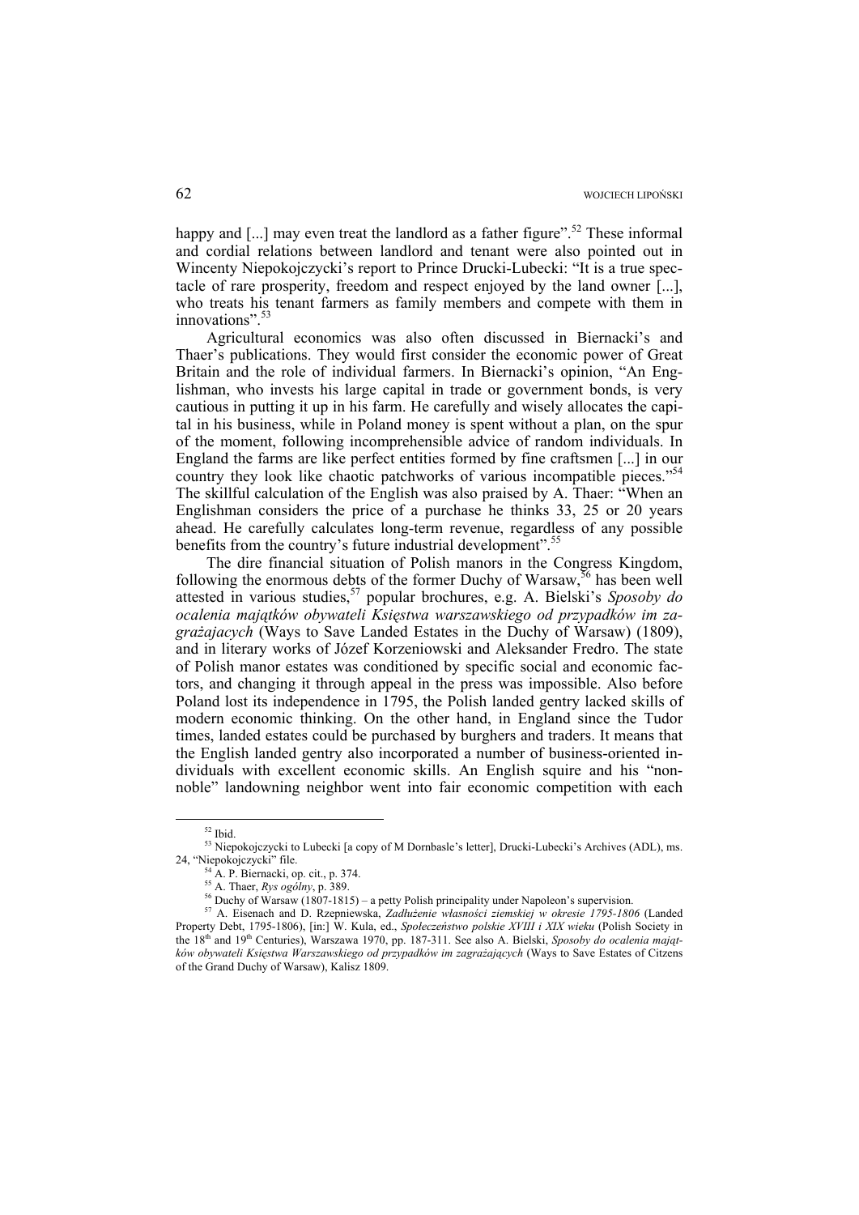happy and [...] may even treat the landlord as a father figure".[52] These informal and cordial relations between landlord and tenant were also pointed out in Wincenty Niepokojczycki's report to Prince Drucki-Lubecki: "It is a true spectacle of rare prosperity, freedom and respect enjoyed by the land owner [...], who treats his tenant farmers as family members and compete with them in innovations".[53]

Agricultural economics was also often discussed in Biernacki's and Thaer's publications. They would first consider the economic power of Great Britain and the role of individual farmers. In Biernacki's opinion, "An Englishman, who invests his large capital in trade or government bonds, is very cautious in putting it up in his farm. He carefully and wisely allocates the capital in his business, while in Poland money is spent without a plan, on the spur of the moment, following incomprehensible advice of random individuals. In England the farms are like perfect entities formed by fine craftsmen [...] in our country they look like chaotic patchworks of various incompatible pieces."[54] The skillful calculation of the English was also praised by A. Thaer: "When an Englishman considers the price of a purchase he thinks 33, 25 or 20 years ahead. He carefully calculates long-term revenue, regardless of any possible benefits from the country's future industrial development".[55]

The dire financial situation of Polish manors in the Congress Kingdom, following the enormous debts of the former Duchy of Warsaw,[56] has been well attested in various studies,[57] popular brochures, e.g. A. Bielski's *Sposoby do ocalenia majątków obywateli Księstwa warszawskiego od przypadków im zagrażajacych* (Ways to Save Landed Estates in the Duchy of Warsaw) (1809), and in literary works of Józef Korzeniowski and Aleksander Fredro. The state of Polish manor estates was conditioned by specific social and economic factors, and changing it through appeal in the press was impossible. Also before Poland lost its independence in 1795, the Polish landed gentry lacked skills of modern economic thinking. On the other hand, in England since the Tudor times, landed estates could be purchased by burghers and traders. It means that the English landed gentry also incorporated a number of business-oriented individuals with excellent economic skills. An English squire and his "non-noble" landowning neighbor went into fair economic competition with each

---

[52] Ibid.

[53] Niepokojczycki to Lubecki [a copy of M Dornbasle's letter], Drucki-Lubecki's Archives (ADL), ms. 24, "Niepokojczycki" file.

[54] A. P. Biernacki, op. cit., p. 374.

[55] A. Thaer, *Rys ogólny*, p. 389.

[56] Duchy of Warsaw (1807-1815) – a petty Polish principality under Napoleon's supervision.

[57] A. Eisenach and D. Rzepniewska, *Zadłużenie własności ziemskiej w okresie 1795-1806* (Landed Property Debt, 1795-1806), [in:] W. Kula, ed., *Społeczeństwo polskie XVIII i XIX wieku* (Polish Society in the 18th and 19th Centuries), Warszawa 1970, pp. 187-311. See also A. Bielski, *Sposoby do ocalenia majątków obywateli Księstwa Warszawskiego od przypadków im zagrażających* (Ways to Save Estates of Citzens of the Grand Duchy of Warsaw), Kalisz 1809.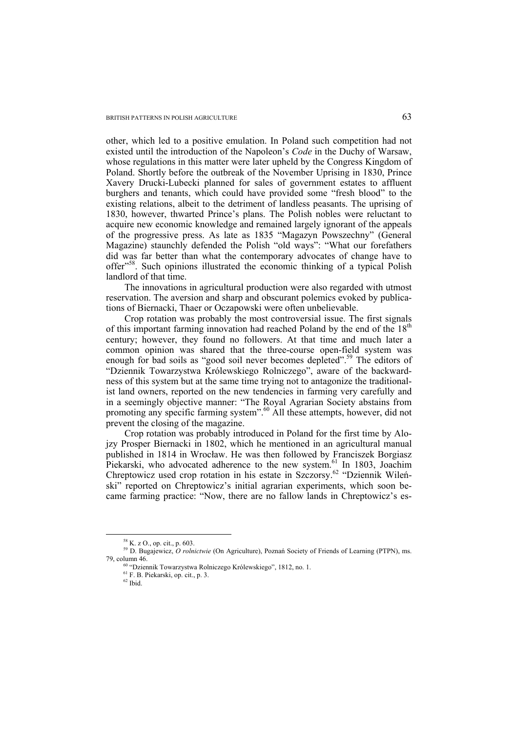other, which led to a positive emulation. In Poland such competition had not existed until the introduction of the Napoleon's *Code* in the Duchy of Warsaw, whose regulations in this matter were later upheld by the Congress Kingdom of Poland. Shortly before the outbreak of the November Uprising in 1830, Prince Xavery Drucki-Lubecki planned for sales of government estates to affluent burghers and tenants, which could have provided some "fresh blood" to the existing relations, albeit to the detriment of landless peasants. The uprising of 1830, however, thwarted Prince's plans. The Polish nobles were reluctant to acquire new economic knowledge and remained largely ignorant of the appeals of the progressive press. As late as 1835 "Magazyn Powszechny" (General Magazine) staunchly defended the Polish "old ways": "What our forefathers did was far better than what the contemporary advocates of change have to offer"[58]. Such opinions illustrated the economic thinking of a typical Polish landlord of that time.

The innovations in agricultural production were also regarded with utmost reservation. The aversion and sharp and obscurant polemics evoked by publications of Biernacki, Thaer or Oczapowski were often unbelievable.

Crop rotation was probably the most controversial issue. The first signals of this important farming innovation had reached Poland by the end of the 18th century; however, they found no followers. At that time and much later a common opinion was shared that the three-course open-field system was enough for bad soils as "good soil never becomes depleted".[59] The editors of "Dziennik Towarzystwa Królewskiego Rolniczego", aware of the backwardness of this system but at the same time trying not to antagonize the traditionalist land owners, reported on the new tendencies in farming very carefully and in a seemingly objective manner: "The Royal Agrarian Society abstains from promoting any specific farming system".[60] All these attempts, however, did not prevent the closing of the magazine.

Crop rotation was probably introduced in Poland for the first time by Alojzy Prosper Biernacki in 1802, which he mentioned in an agricultural manual published in 1814 in Wrocław. He was then followed by Franciszek Borgiasz Piekarski, who advocated adherence to the new system.[61] In 1803, Joachim Chreptowicz used crop rotation in his estate in Szczorsy.[62] "Dziennik Wileński" reported on Chreptowicz's initial agrarian experiments, which soon became farming practice: "Now, there are no fallow lands in Chreptowicz's es-

[58] K. z O., op. cit., p. 603.

[59] D. Bugajewicz, *O rolnictwie* (On Agriculture), Poznań Society of Friends of Learning (PTPN), ms. 79, column 46.

[60] "Dziennik Towarzystwa Rolniczego Królewskiego", 1812, no. 1.

[61] F. B. Piekarski, op. cit., p. 3.

[62] Ibid.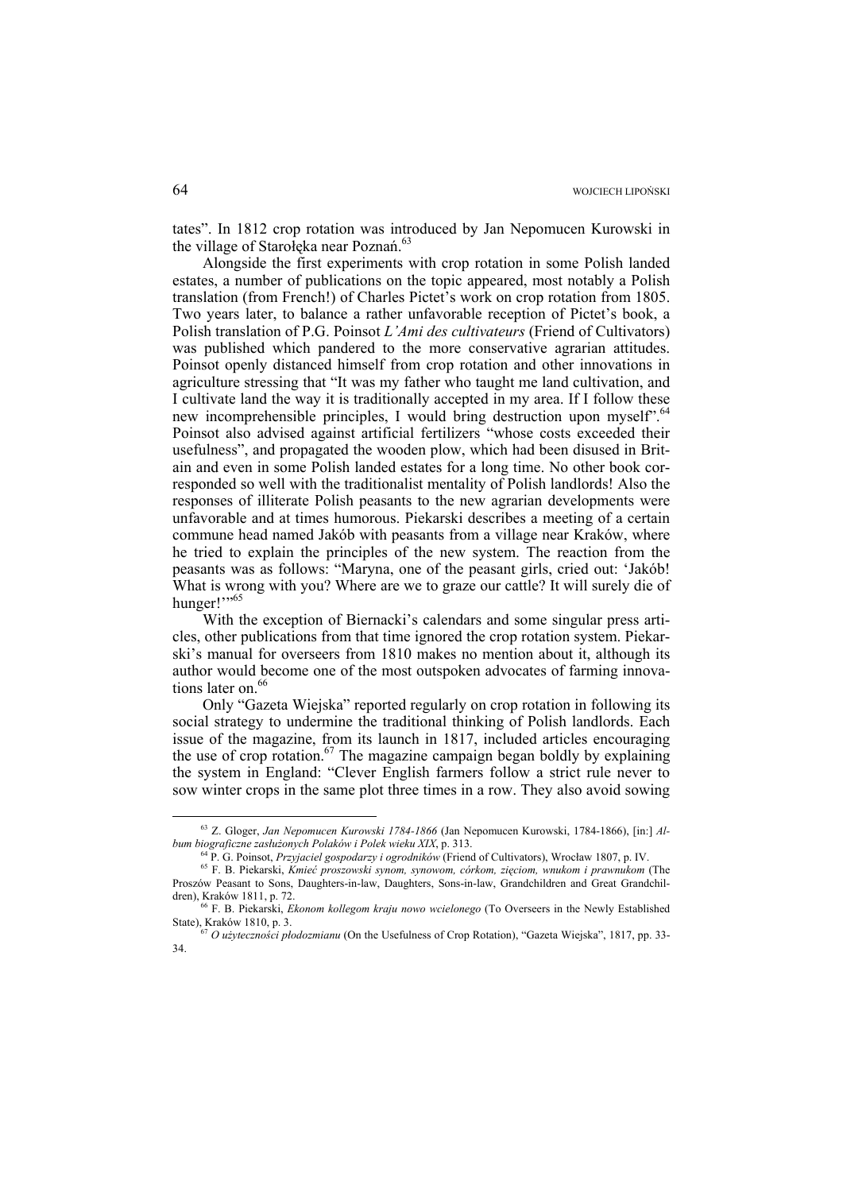tates". In 1812 crop rotation was introduced by Jan Nepomucen Kurowski in the village of Starołęka near Poznań.[63]

Alongside the first experiments with crop rotation in some Polish landed estates, a number of publications on the topic appeared, most notably a Polish translation (from French!) of Charles Pictet's work on crop rotation from 1805. Two years later, to balance a rather unfavorable reception of Pictet's book, a Polish translation of P.G. Poinsot *L'Ami des cultivateurs* (Friend of Cultivators) was published which pandered to the more conservative agrarian attitudes. Poinsot openly distanced himself from crop rotation and other innovations in agriculture stressing that "It was my father who taught me land cultivation, and I cultivate land the way it is traditionally accepted in my area. If I follow these new incomprehensible principles, I would bring destruction upon myself".[64] Poinsot also advised against artificial fertilizers "whose costs exceeded their usefulness", and propagated the wooden plow, which had been disused in Britain and even in some Polish landed estates for a long time. No other book corresponded so well with the traditionalist mentality of Polish landlords! Also the responses of illiterate Polish peasants to the new agrarian developments were unfavorable and at times humorous. Piekarski describes a meeting of a certain commune head named Jakób with peasants from a village near Kraków, where he tried to explain the principles of the new system. The reaction from the peasants was as follows: "Maryna, one of the peasant girls, cried out: 'Jakób! What is wrong with you? Where are we to graze our cattle? It will surely die of hunger!'"[65]

With the exception of Biernacki's calendars and some singular press articles, other publications from that time ignored the crop rotation system. Piekarski's manual for overseers from 1810 makes no mention about it, although its author would become one of the most outspoken advocates of farming innovations later on.[66]

Only "Gazeta Wiejska" reported regularly on crop rotation in following its social strategy to undermine the traditional thinking of Polish landlords. Each issue of the magazine, from its launch in 1817, included articles encouraging the use of crop rotation.[67] The magazine campaign began boldly by explaining the system in England: "Clever English farmers follow a strict rule never to sow winter crops in the same plot three times in a row. They also avoid sowing

---

[63] Z. Gloger, *Jan Nepomucen Kurowski 1784-1866* (Jan Nepomucen Kurowski, 1784-1866), [in:] *Album biograficzne zasłużonych Polaków i Polek wieku XIX*, p. 313.

[64] P. G. Poinsot, *Przyjaciel gospodarzy i ogrodników* (Friend of Cultivators), Wrocław 1807, p. IV.

[65] F. B. Piekarski, *Kmieć proszowski synom, synowom, córkom, zięciom, wnukom i prawnukom* (The Proszów Peasant to Sons, Daughters-in-law, Daughters, Sons-in-law, Grandchildren and Great Grandchildren), Kraków 1811, p. 72.

[66] F. B. Piekarski, *Ekonom kollegom kraju nowo wcielonego* (To Overseers in the Newly Established State), Kraków 1810, p. 3.

[67] *O użyteczności płodozmianu* (On the Usefulness of Crop Rotation), "Gazeta Wiejska", 1817, pp. 33-34.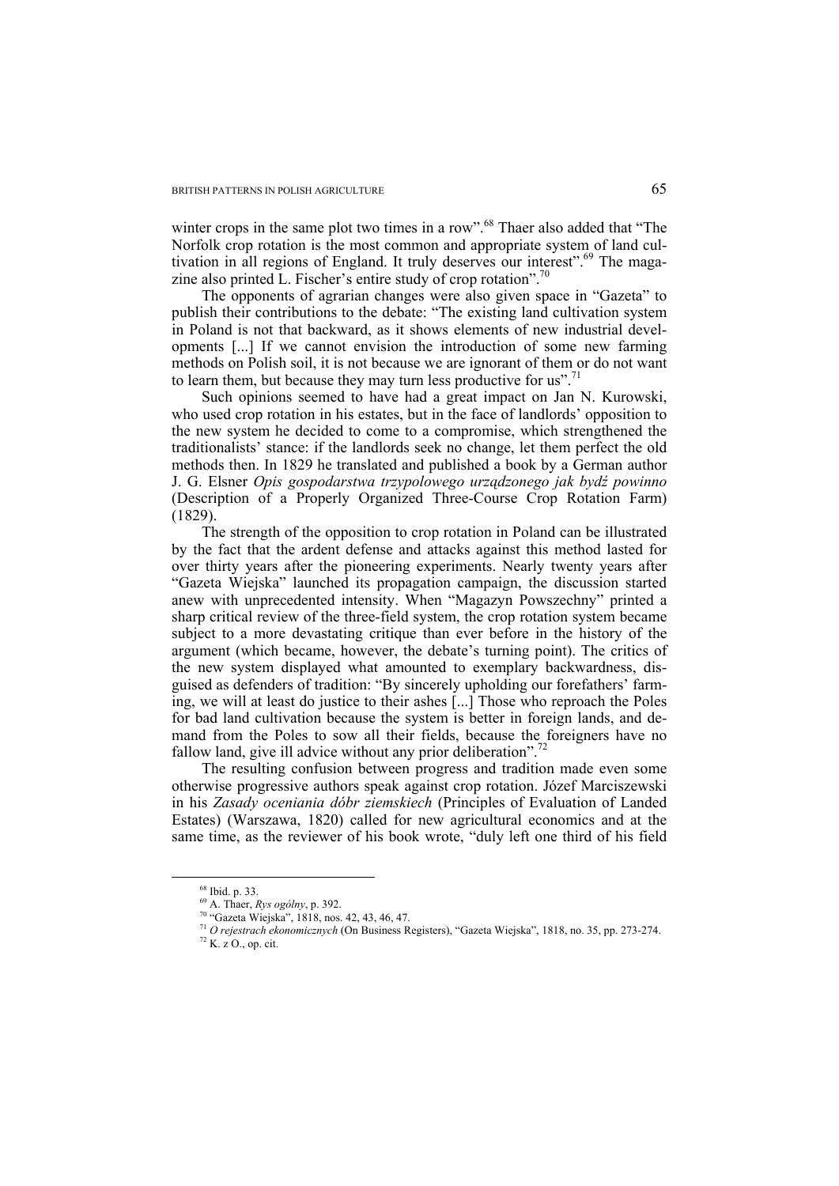winter crops in the same plot two times in a row".[68] Thaer also added that "The Norfolk crop rotation is the most common and appropriate system of land cultivation in all regions of England. It truly deserves our interest".[69] The magazine also printed L. Fischer's entire study of crop rotation".[70]

The opponents of agrarian changes were also given space in "Gazeta" to publish their contributions to the debate: "The existing land cultivation system in Poland is not that backward, as it shows elements of new industrial developments [...] If we cannot envision the introduction of some new farming methods on Polish soil, it is not because we are ignorant of them or do not want to learn them, but because they may turn less productive for us".[71]

Such opinions seemed to have had a great impact on Jan N. Kurowski, who used crop rotation in his estates, but in the face of landlords' opposition to the new system he decided to come to a compromise, which strengthened the traditionalists' stance: if the landlords seek no change, let them perfect the old methods then. In 1829 he translated and published a book by a German author J. G. Elsner *Opis gospodarstwa trzypolowego urządzonego jak bydź powinno* (Description of a Properly Organized Three-Course Crop Rotation Farm) (1829).

The strength of the opposition to crop rotation in Poland can be illustrated by the fact that the ardent defense and attacks against this method lasted for over thirty years after the pioneering experiments. Nearly twenty years after "Gazeta Wiejska" launched its propagation campaign, the discussion started anew with unprecedented intensity. When "Magazyn Powszechny" printed a sharp critical review of the three-field system, the crop rotation system became subject to a more devastating critique than ever before in the history of the argument (which became, however, the debate's turning point). The critics of the new system displayed what amounted to exemplary backwardness, disguised as defenders of tradition: "By sincerely upholding our forefathers' farming, we will at least do justice to their ashes [...] Those who reproach the Poles for bad land cultivation because the system is better in foreign lands, and demand from the Poles to sow all their fields, because the foreigners have no fallow land, give ill advice without any prior deliberation".[72]

The resulting confusion between progress and tradition made even some otherwise progressive authors speak against crop rotation. Józef Marciszewski in his *Zasady oceniania dóbr ziemskiech* (Principles of Evaluation of Landed Estates) (Warszawa, 1820) called for new agricultural economics and at the same time, as the reviewer of his book wrote, "duly left one third of his field

---

[68] Ibid. p. 33.

[69] A. Thaer, *Rys ogólny*, p. 392.

[70] "Gazeta Wiejska", 1818, nos. 42, 43, 46, 47.

[71] *O rejestrach ekonomicznych* (On Business Registers), "Gazeta Wiejska", 1818, no. 35, pp. 273-274.

[72] K. z O., op. cit.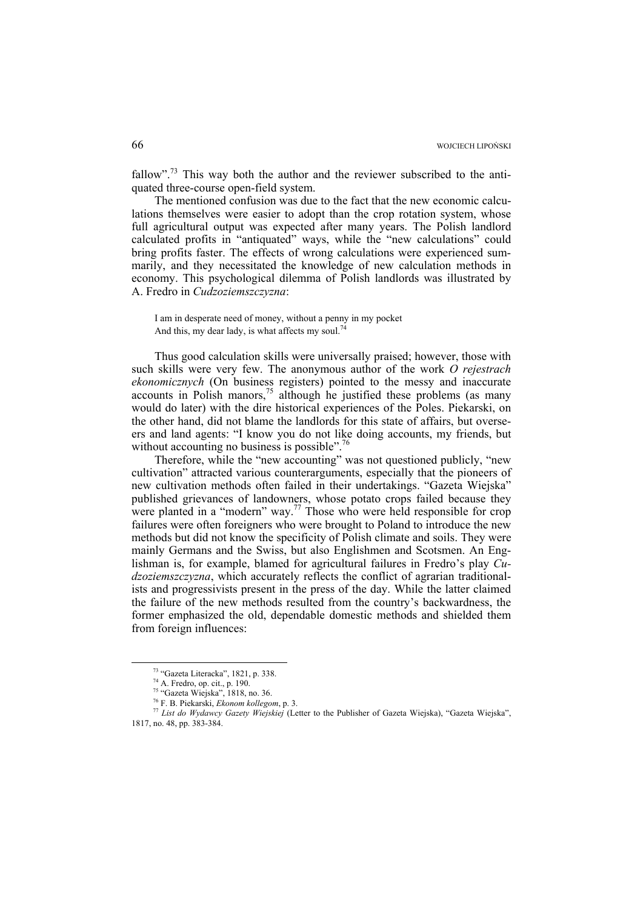fallow".[73] This way both the author and the reviewer subscribed to the antiquated three-course open-field system.

The mentioned confusion was due to the fact that the new economic calculations themselves were easier to adopt than the crop rotation system, whose full agricultural output was expected after many years. The Polish landlord calculated profits in "antiquated" ways, while the "new calculations" could bring profits faster. The effects of wrong calculations were experienced summarily, and they necessitated the knowledge of new calculation methods in economy. This psychological dilemma of Polish landlords was illustrated by A. Fredro in *Cudzoziemszczyzna*:

> I am in desperate need of money, without a penny in my pocket
> And this, my dear lady, is what affects my soul.[74]

Thus good calculation skills were universally praised; however, those with such skills were very few. The anonymous author of the work *O rejestrach ekonomicznych* (On business registers) pointed to the messy and inaccurate accounts in Polish manors,[75] although he justified these problems (as many would do later) with the dire historical experiences of the Poles. Piekarski, on the other hand, did not blame the landlords for this state of affairs, but overseers and land agents: "I know you do not like doing accounts, my friends, but without accounting no business is possible".[76]

Therefore, while the "new accounting" was not questioned publicly, "new cultivation" attracted various counterarguments, especially that the pioneers of new cultivation methods often failed in their undertakings. "Gazeta Wiejska" published grievances of landowners, whose potato crops failed because they were planted in a "modern" way.[77] Those who were held responsible for crop failures were often foreigners who were brought to Poland to introduce the new methods but did not know the specificity of Polish climate and soils. They were mainly Germans and the Swiss, but also Englishmen and Scotsmen. An Englishman is, for example, blamed for agricultural failures in Fredro's play *Cudzoziemszczyzna*, which accurately reflects the conflict of agrarian traditionalists and progressivists present in the press of the day. While the latter claimed the failure of the new methods resulted from the country's backwardness, the former emphasized the old, dependable domestic methods and shielded them from foreign influences:

---

[73] "Gazeta Literacka", 1821, p. 338.

[74] A. Fredro, op. cit., p. 190.

[75] "Gazeta Wiejska", 1818, no. 36.

[76] F. B. Piekarski, *Ekonom kollegom*, p. 3.

[77] *List do Wydawcy Gazety Wiejskiej* (Letter to the Publisher of Gazeta Wiejska), "Gazeta Wiejska", 1817, no. 48, pp. 383-384.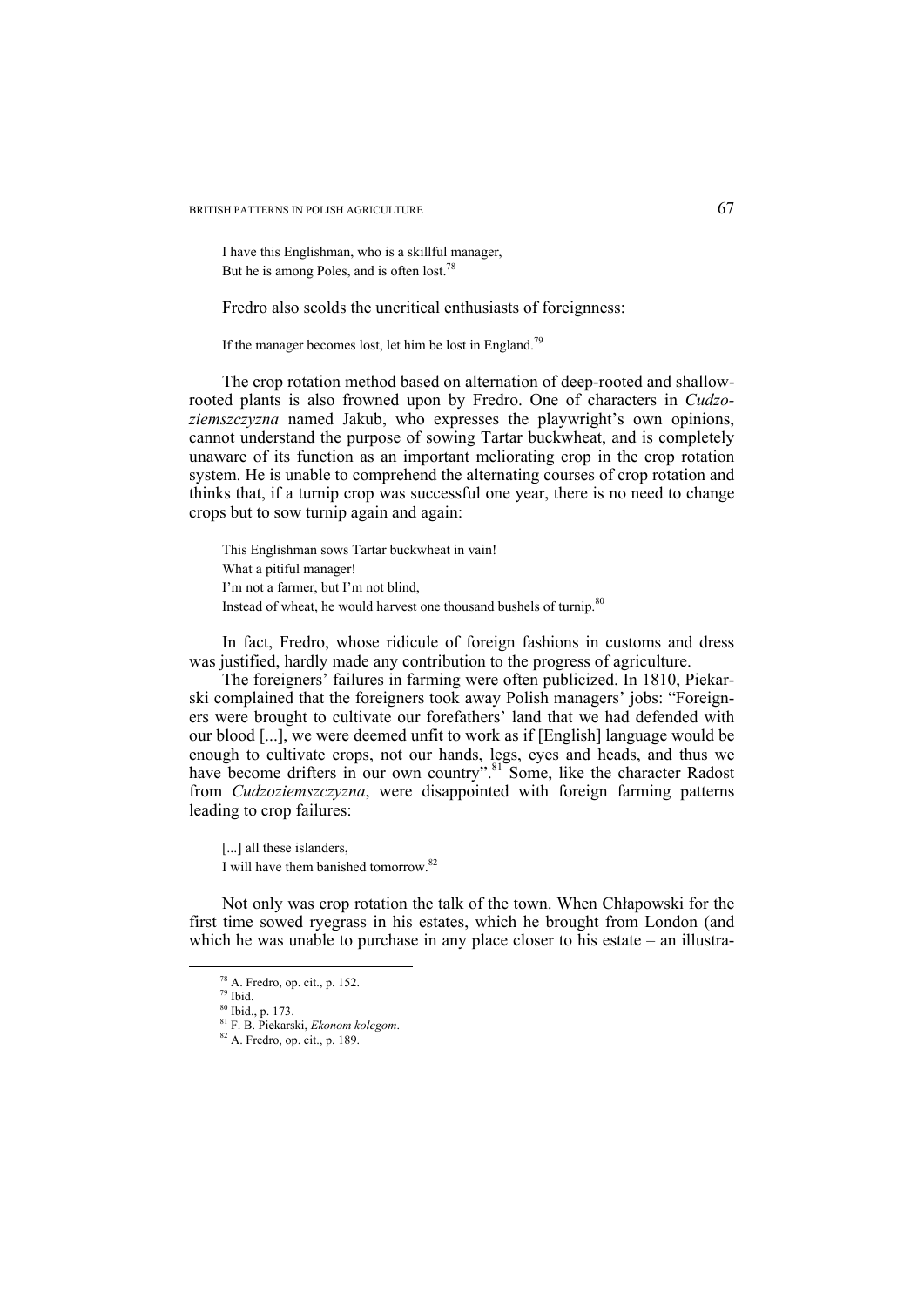I have this Englishman, who is a skillful manager,
But he is among Poles, and is often lost.[78]

Fredro also scolds the uncritical enthusiasts of foreignness:

If the manager becomes lost, let him be lost in England.[79]

The crop rotation method based on alternation of deep-rooted and shallow-rooted plants is also frowned upon by Fredro. One of characters in *Cudzoziemszczyzna* named Jakub, who expresses the playwright's own opinions, cannot understand the purpose of sowing Tartar buckwheat, and is completely unaware of its function as an important meliorating crop in the crop rotation system. He is unable to comprehend the alternating courses of crop rotation and thinks that, if a turnip crop was successful one year, there is no need to change crops but to sow turnip again and again:

This Englishman sows Tartar buckwheat in vain!
What a pitiful manager!
I'm not a farmer, but I'm not blind,
Instead of wheat, he would harvest one thousand bushels of turnip.[80]

In fact, Fredro, whose ridicule of foreign fashions in customs and dress was justified, hardly made any contribution to the progress of agriculture.

The foreigners' failures in farming were often publicized. In 1810, Piekarski complained that the foreigners took away Polish managers' jobs: "Foreigners were brought to cultivate our forefathers' land that we had defended with our blood [...], we were deemed unfit to work as if [English] language would be enough to cultivate crops, not our hands, legs, eyes and heads, and thus we have become drifters in our own country".[81] Some, like the character Radost from *Cudzoziemszczyzna*, were disappointed with foreign farming patterns leading to crop failures:

[...] all these islanders,
I will have them banished tomorrow.[82]

Not only was crop rotation the talk of the town. When Chłapowski for the first time sowed ryegrass in his estates, which he brought from London (and which he was unable to purchase in any place closer to his estate – an illustra-

---

[78] A. Fredro, op. cit., p. 152.
[79] Ibid.
[80] Ibid., p. 173.
[81] F. B. Piekarski, *Ekonom kolegom*.
[82] A. Fredro, op. cit., p. 189.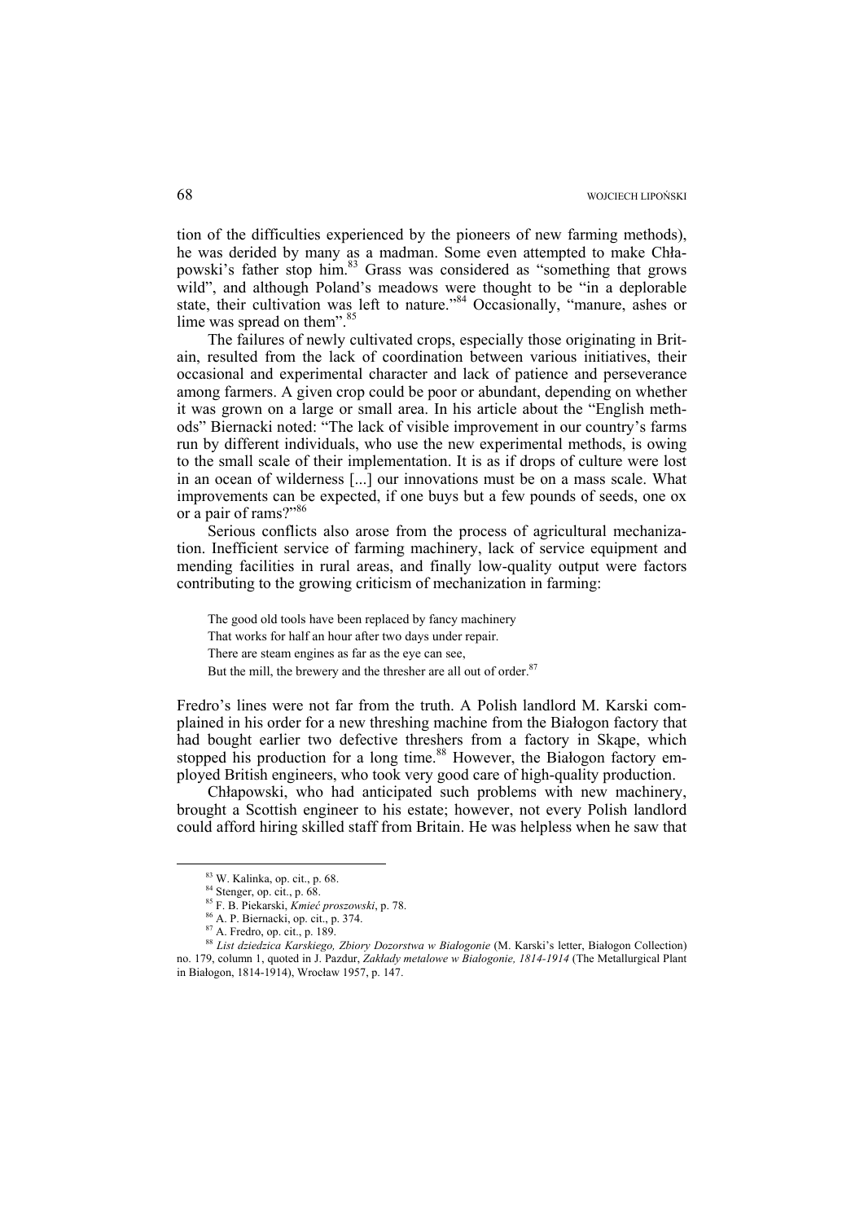tion of the difficulties experienced by the pioneers of new farming methods), he was derided by many as a madman. Some even attempted to make Chłapowski's father stop him.[83] Grass was considered as "something that grows wild", and although Poland's meadows were thought to be "in a deplorable state, their cultivation was left to nature."[84] Occasionally, "manure, ashes or lime was spread on them".[85]

The failures of newly cultivated crops, especially those originating in Britain, resulted from the lack of coordination between various initiatives, their occasional and experimental character and lack of patience and perseverance among farmers. A given crop could be poor or abundant, depending on whether it was grown on a large or small area. In his article about the "English methods" Biernacki noted: "The lack of visible improvement in our country's farms run by different individuals, who use the new experimental methods, is owing to the small scale of their implementation. It is as if drops of culture were lost in an ocean of wilderness [...] our innovations must be on a mass scale. What improvements can be expected, if one buys but a few pounds of seeds, one ox or a pair of rams?"[86]

Serious conflicts also arose from the process of agricultural mechanization. Inefficient service of farming machinery, lack of service equipment and mending facilities in rural areas, and finally low-quality output were factors contributing to the growing criticism of mechanization in farming:

> The good old tools have been replaced by fancy machinery
> That works for half an hour after two days under repair.
> There are steam engines as far as the eye can see,
> But the mill, the brewery and the thresher are all out of order.[87]

Fredro's lines were not far from the truth. A Polish landlord M. Karski complained in his order for a new threshing machine from the Białogon factory that had bought earlier two defective threshers from a factory in Skąpe, which stopped his production for a long time.[88] However, the Białogon factory employed British engineers, who took very good care of high-quality production.

Chłapowski, who had anticipated such problems with new machinery, brought a Scottish engineer to his estate; however, not every Polish landlord could afford hiring skilled staff from Britain. He was helpless when he saw that

---

[83] W. Kalinka, op. cit., p. 68.

[84] Stenger, op. cit., p. 68.

[85] F. B. Piekarski, *Kmieć proszowski*, p. 78.

[86] A. P. Biernacki, op. cit., p. 374.

[87] A. Fredro, op. cit., p. 189.

[88] *List dziedzica Karskiego, Zbiory Dozorstwa w Białogonie* (M. Karski's letter, Białogon Collection) no. 179, column 1, quoted in J. Pazdur, *Zakłady metalowe w Białogonie, 1814-1914* (The Metallurgical Plant in Białogon, 1814-1914), Wrocław 1957, p. 147.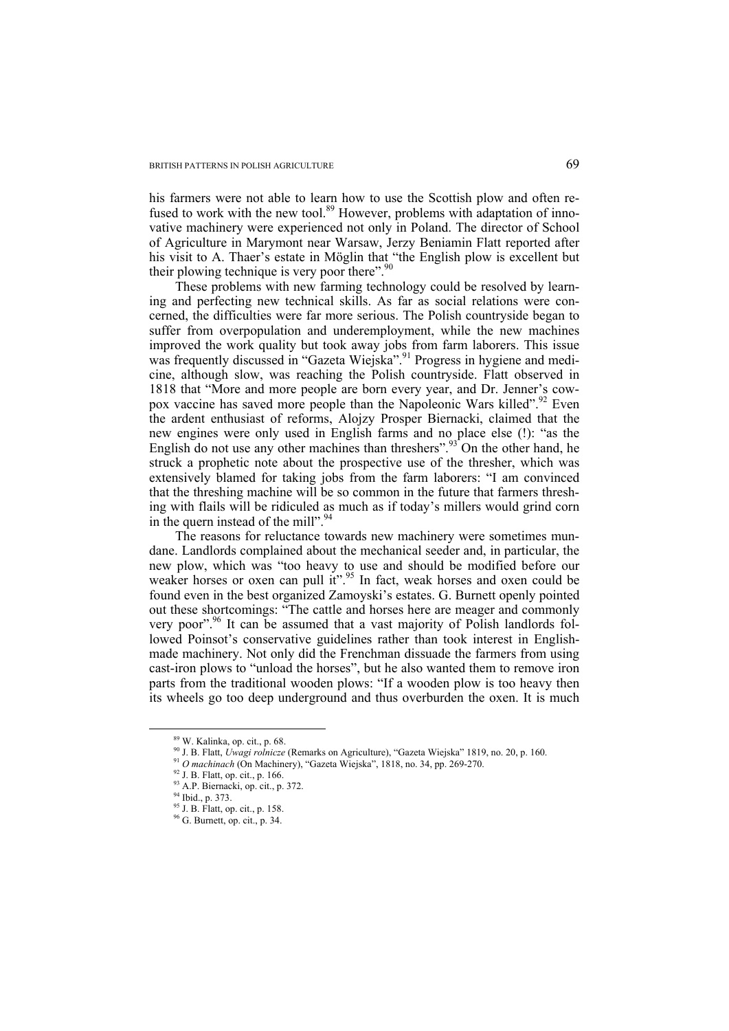his farmers were not able to learn how to use the Scottish plow and often refused to work with the new tool.[89] However, problems with adaptation of innovative machinery were experienced not only in Poland. The director of School of Agriculture in Marymont near Warsaw, Jerzy Beniamin Flatt reported after his visit to A. Thaer's estate in Möglin that "the English plow is excellent but their plowing technique is very poor there".[90]

These problems with new farming technology could be resolved by learning and perfecting new technical skills. As far as social relations were concerned, the difficulties were far more serious. The Polish countryside began to suffer from overpopulation and underemployment, while the new machines improved the work quality but took away jobs from farm laborers. This issue was frequently discussed in "Gazeta Wiejska".[91] Progress in hygiene and medicine, although slow, was reaching the Polish countryside. Flatt observed in 1818 that "More and more people are born every year, and Dr. Jenner's cowpox vaccine has saved more people than the Napoleonic Wars killed".[92] Even the ardent enthusiast of reforms, Alojzy Prosper Biernacki, claimed that the new engines were only used in English farms and no place else (!): "as the English do not use any other machines than threshers".[93] On the other hand, he struck a prophetic note about the prospective use of the thresher, which was extensively blamed for taking jobs from the farm laborers: "I am convinced that the threshing machine will be so common in the future that farmers threshing with flails will be ridiculed as much as if today's millers would grind corn in the quern instead of the mill".[94]

The reasons for reluctance towards new machinery were sometimes mundane. Landlords complained about the mechanical seeder and, in particular, the new plow, which was "too heavy to use and should be modified before our weaker horses or oxen can pull it".[95] In fact, weak horses and oxen could be found even in the best organized Zamoyski's estates. G. Burnett openly pointed out these shortcomings: "The cattle and horses here are meager and commonly very poor".[96] It can be assumed that a vast majority of Polish landlords followed Poinsot's conservative guidelines rather than took interest in English-made machinery. Not only did the Frenchman dissuade the farmers from using cast-iron plows to "unload the horses", but he also wanted them to remove iron parts from the traditional wooden plows: "If a wooden plow is too heavy then its wheels go too deep underground and thus overburden the oxen. It is much

---

[89] W. Kalinka, op. cit., p. 68.

[90] J. B. Flatt, *Uwagi rolnicze* (Remarks on Agriculture), "Gazeta Wiejska" 1819, no. 20, p. 160.

[91] *O machinach* (On Machinery), "Gazeta Wiejska", 1818, no. 34, pp. 269-270.

[92] J. B. Flatt, op. cit., p. 166.

[93] A.P. Biernacki, op. cit., p. 372.

[94] Ibid., p. 373.

[95] J. B. Flatt, op. cit., p. 158.

[96] G. Burnett, op. cit., p. 34.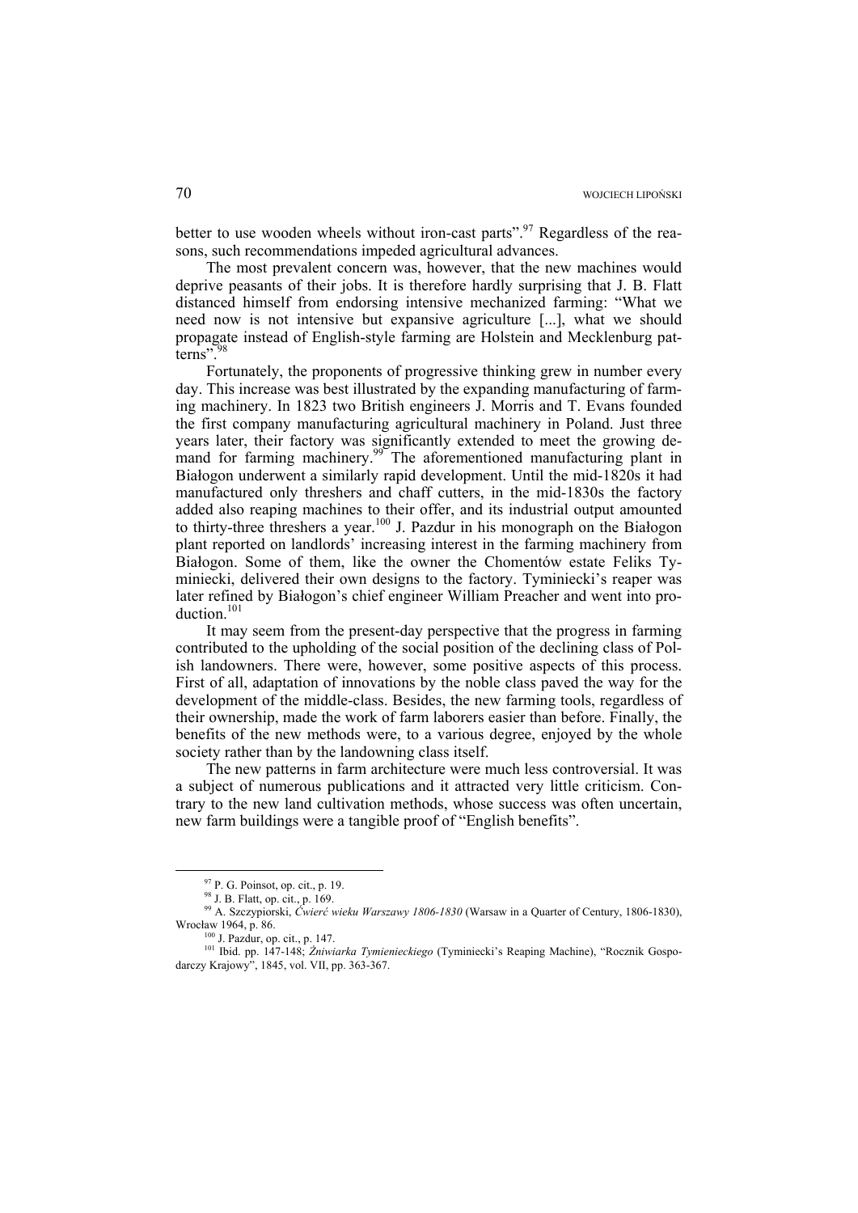better to use wooden wheels without iron-cast parts".[97] Regardless of the reasons, such recommendations impeded agricultural advances.

The most prevalent concern was, however, that the new machines would deprive peasants of their jobs. It is therefore hardly surprising that J. B. Flatt distanced himself from endorsing intensive mechanized farming: "What we need now is not intensive but expansive agriculture [...], what we should propagate instead of English-style farming are Holstein and Mecklenburg patterns".[98]

Fortunately, the proponents of progressive thinking grew in number every day. This increase was best illustrated by the expanding manufacturing of farming machinery. In 1823 two British engineers J. Morris and T. Evans founded the first company manufacturing agricultural machinery in Poland. Just three years later, their factory was significantly extended to meet the growing demand for farming machinery.[99] The aforementioned manufacturing plant in Białogon underwent a similarly rapid development. Until the mid-1820s it had manufactured only threshers and chaff cutters, in the mid-1830s the factory added also reaping machines to their offer, and its industrial output amounted to thirty-three threshers a year.[100] J. Pazdur in his monograph on the Białogon plant reported on landlords' increasing interest in the farming machinery from Białogon. Some of them, like the owner the Chomentów estate Feliks Tyminiecki, delivered their own designs to the factory. Tyminiecki's reaper was later refined by Białogon's chief engineer William Preacher and went into production.[101]

It may seem from the present-day perspective that the progress in farming contributed to the upholding of the social position of the declining class of Polish landowners. There were, however, some positive aspects of this process. First of all, adaptation of innovations by the noble class paved the way for the development of the middle-class. Besides, the new farming tools, regardless of their ownership, made the work of farm laborers easier than before. Finally, the benefits of the new methods were, to a various degree, enjoyed by the whole society rather than by the landowning class itself.

The new patterns in farm architecture were much less controversial. It was a subject of numerous publications and it attracted very little criticism. Contrary to the new land cultivation methods, whose success was often uncertain, new farm buildings were a tangible proof of "English benefits".

---

[97] P. G. Poinsot, op. cit., p. 19.

[98] J. B. Flatt, op. cit., p. 169.

[99] A. Szczypiorski, *Ćwierć wieku Warszawy 1806-1830* (Warsaw in a Quarter of Century, 1806-1830), Wrocław 1964, p. 86.

[100] J. Pazdur, op. cit., p. 147.

[101] Ibid. pp. 147-148; *Żniwiarka Tymienieckiego* (Tyminiecki's Reaping Machine), "Rocznik Gospodarczy Krajowy", 1845, vol. VII, pp. 363-367.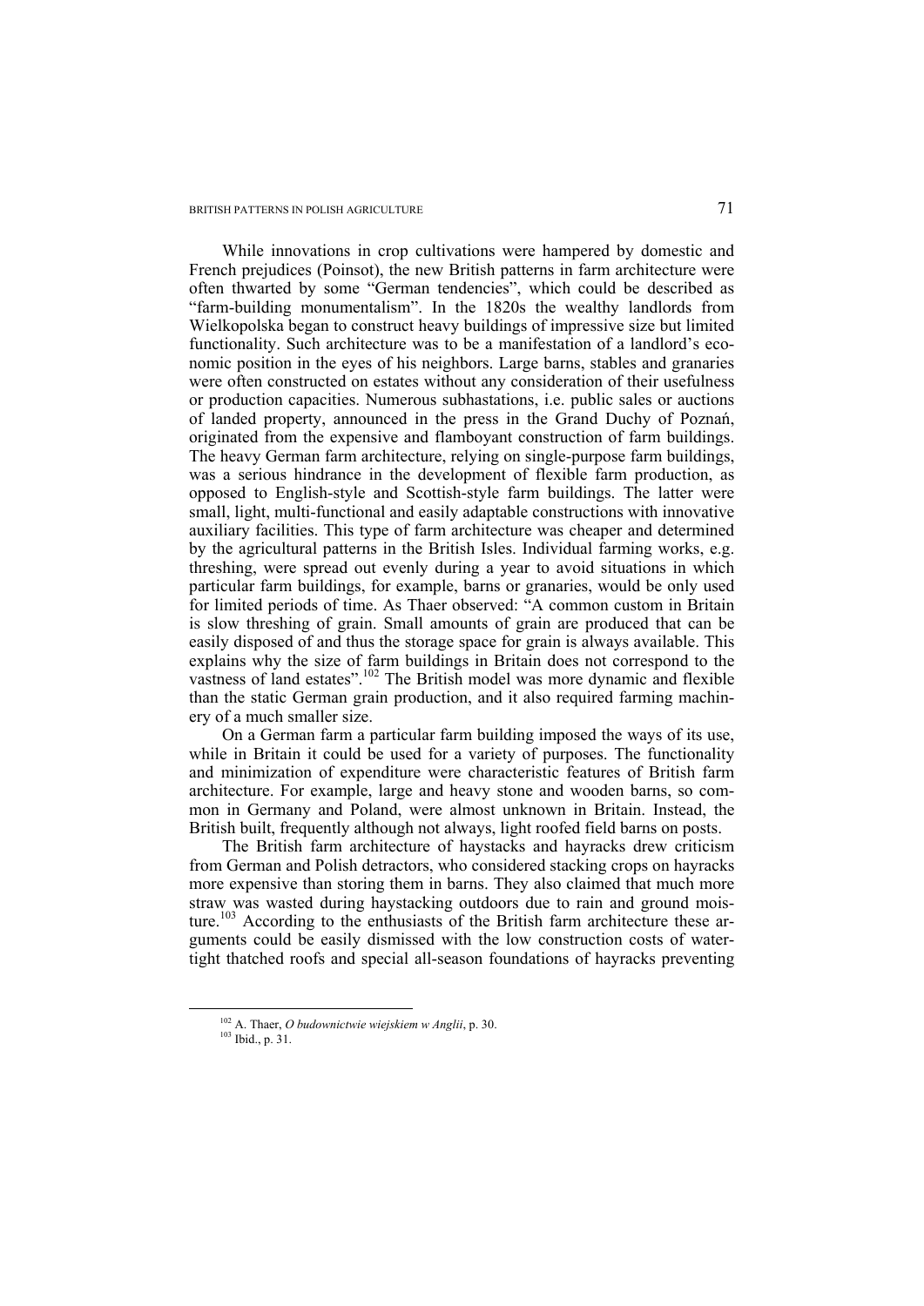While innovations in crop cultivations were hampered by domestic and French prejudices (Poinsot), the new British patterns in farm architecture were often thwarted by some "German tendencies", which could be described as "farm-building monumentalism". In the 1820s the wealthy landlords from Wielkopolska began to construct heavy buildings of impressive size but limited functionality. Such architecture was to be a manifestation of a landlord's economic position in the eyes of his neighbors. Large barns, stables and granaries were often constructed on estates without any consideration of their usefulness or production capacities. Numerous subhastations, i.e. public sales or auctions of landed property, announced in the press in the Grand Duchy of Poznań, originated from the expensive and flamboyant construction of farm buildings. The heavy German farm architecture, relying on single-purpose farm buildings, was a serious hindrance in the development of flexible farm production, as opposed to English-style and Scottish-style farm buildings. The latter were small, light, multi-functional and easily adaptable constructions with innovative auxiliary facilities. This type of farm architecture was cheaper and determined by the agricultural patterns in the British Isles. Individual farming works, e.g. threshing, were spread out evenly during a year to avoid situations in which particular farm buildings, for example, barns or granaries, would be only used for limited periods of time. As Thaer observed: "A common custom in Britain is slow threshing of grain. Small amounts of grain are produced that can be easily disposed of and thus the storage space for grain is always available. This explains why the size of farm buildings in Britain does not correspond to the vastness of land estates".[102] The British model was more dynamic and flexible than the static German grain production, and it also required farming machinery of a much smaller size.

On a German farm a particular farm building imposed the ways of its use, while in Britain it could be used for a variety of purposes. The functionality and minimization of expenditure were characteristic features of British farm architecture. For example, large and heavy stone and wooden barns, so common in Germany and Poland, were almost unknown in Britain. Instead, the British built, frequently although not always, light roofed field barns on posts.

The British farm architecture of haystacks and hayracks drew criticism from German and Polish detractors, who considered stacking crops on hayracks more expensive than storing them in barns. They also claimed that much more straw was wasted during haystacking outdoors due to rain and ground moisture.[103] According to the enthusiasts of the British farm architecture these arguments could be easily dismissed with the low construction costs of watertight thatched roofs and special all-season foundations of hayracks preventing

---

[102] A. Thaer, *O budownictwie wiejskiem w Anglii*, p. 30.

[103] Ibid., p. 31.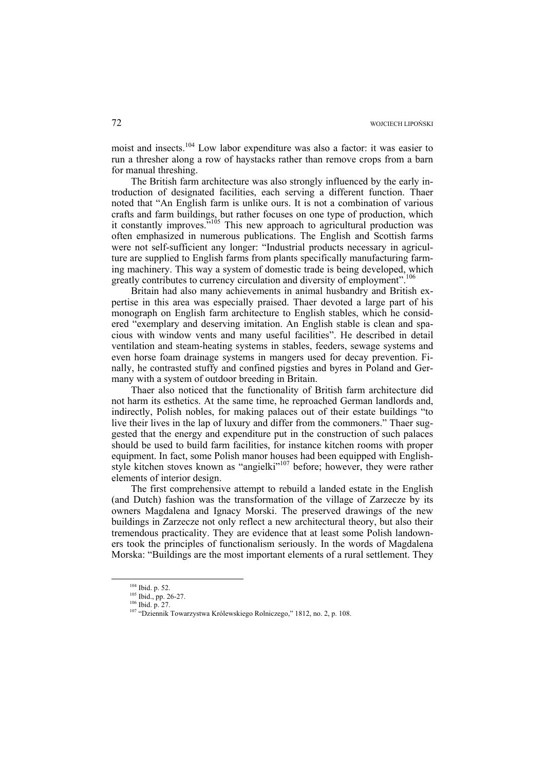moist and insects.[104] Low labor expenditure was also a factor: it was easier to run a thresher along a row of haystacks rather than remove crops from a barn for manual threshing.

The British farm architecture was also strongly influenced by the early introduction of designated facilities, each serving a different function. Thaer noted that "An English farm is unlike ours. It is not a combination of various crafts and farm buildings, but rather focuses on one type of production, which it constantly improves."[105] This new approach to agricultural production was often emphasized in numerous publications. The English and Scottish farms were not self-sufficient any longer: "Industrial products necessary in agriculture are supplied to English farms from plants specifically manufacturing farming machinery. This way a system of domestic trade is being developed, which greatly contributes to currency circulation and diversity of employment".[106]

Britain had also many achievements in animal husbandry and British expertise in this area was especially praised. Thaer devoted a large part of his monograph on English farm architecture to English stables, which he considered "exemplary and deserving imitation. An English stable is clean and spacious with window vents and many useful facilities". He described in detail ventilation and steam-heating systems in stables, feeders, sewage systems and even horse foam drainage systems in mangers used for decay prevention. Finally, he contrasted stuffy and confined pigsties and byres in Poland and Germany with a system of outdoor breeding in Britain.

Thaer also noticed that the functionality of British farm architecture did not harm its esthetics. At the same time, he reproached German landlords and, indirectly, Polish nobles, for making palaces out of their estate buildings "to live their lives in the lap of luxury and differ from the commoners." Thaer suggested that the energy and expenditure put in the construction of such palaces should be used to build farm facilities, for instance kitchen rooms with proper equipment. In fact, some Polish manor houses had been equipped with English-style kitchen stoves known as "angielki"[107] before; however, they were rather elements of interior design.

The first comprehensive attempt to rebuild a landed estate in the English (and Dutch) fashion was the transformation of the village of Zarzecze by its owners Magdalena and Ignacy Morski. The preserved drawings of the new buildings in Zarzecze not only reflect a new architectural theory, but also their tremendous practicality. They are evidence that at least some Polish landowners took the principles of functionalism seriously. In the words of Magdalena Morska: "Buildings are the most important elements of a rural settlement. They

---

[104] Ibid. p. 52.

[105] Ibid., pp. 26-27.

[106] Ibid. p. 27.

[107] "Dziennik Towarzystwa Królewskiego Rolniczego," 1812, no. 2, p. 108.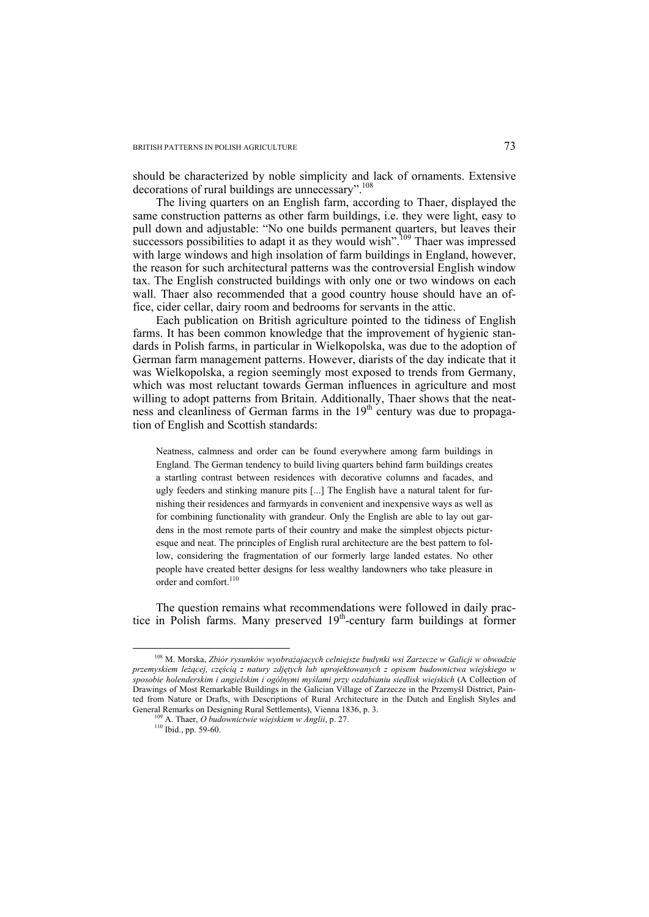should be characterized by noble simplicity and lack of ornaments. Extensive decorations of rural buildings are unnecessary".[108]

The living quarters on an English farm, according to Thaer, displayed the same construction patterns as other farm buildings, i.e. they were light, easy to pull down and adjustable: "No one builds permanent quarters, but leaves their successors possibilities to adapt it as they would wish".[109] Thaer was impressed with large windows and high insolation of farm buildings in England, however, the reason for such architectural patterns was the controversial English window tax. The English constructed buildings with only one or two windows on each wall. Thaer also recommended that a good country house should have an office, cider cellar, dairy room and bedrooms for servants in the attic.

Each publication on British agriculture pointed to the tidiness of English farms. It has been common knowledge that the improvement of hygienic standards in Polish farms, in particular in Wielkopolska, was due to the adoption of German farm management patterns. However, diarists of the day indicate that it was Wielkopolska, a region seemingly most exposed to trends from Germany, which was most reluctant towards German influences in agriculture and most willing to adopt patterns from Britain. Additionally, Thaer shows that the neatness and cleanliness of German farms in the 19th century was due to propagation of English and Scottish standards:

> Neatness, calmness and order can be found everywhere among farm buildings in England. The German tendency to build living quarters behind farm buildings creates a startling contrast between residences with decorative columns and facades, and ugly feeders and stinking manure pits [...] The English have a natural talent for furnishing their residences and farmyards in convenient and inexpensive ways as well as for combining functionality with grandeur. Only the English are able to lay out gardens in the most remote parts of their country and make the simplest objects picturesque and neat. The principles of English rural architecture are the best pattern to follow, considering the fragmentation of our formerly large landed estates. No other people have created better designs for less wealthy landowners who take pleasure in order and comfort.[110]

The question remains what recommendations were followed in daily practice in Polish farms. Many preserved 19th-century farm buildings at former

---

[108] M. Morska, *Zbiór rysunków wyobrażajacych celniejsze budynki wsi Zarzecze w Galicji w obwodzie przemyskiem leżącej, częścią z natury zdjętych lub uprojektowanych z opisem budownictwa wiejskiego w sposobie holenderskim i angielskim i ogólnymi myślami przy ozdabianiu siedlisk wiejskich* (A Collection of Drawings of Most Remarkable Buildings in the Galician Village of Zarzecze in the Przemyśl District, Painted from Nature or Drafts, with Descriptions of Rural Architecture in the Dutch and English Styles and General Remarks on Designing Rural Settlements), Vienna 1836, p. 3.

[109] A. Thaer, *O budownictwie wiejskiem w Anglii*, p. 27.

[110] Ibid., pp. 59-60.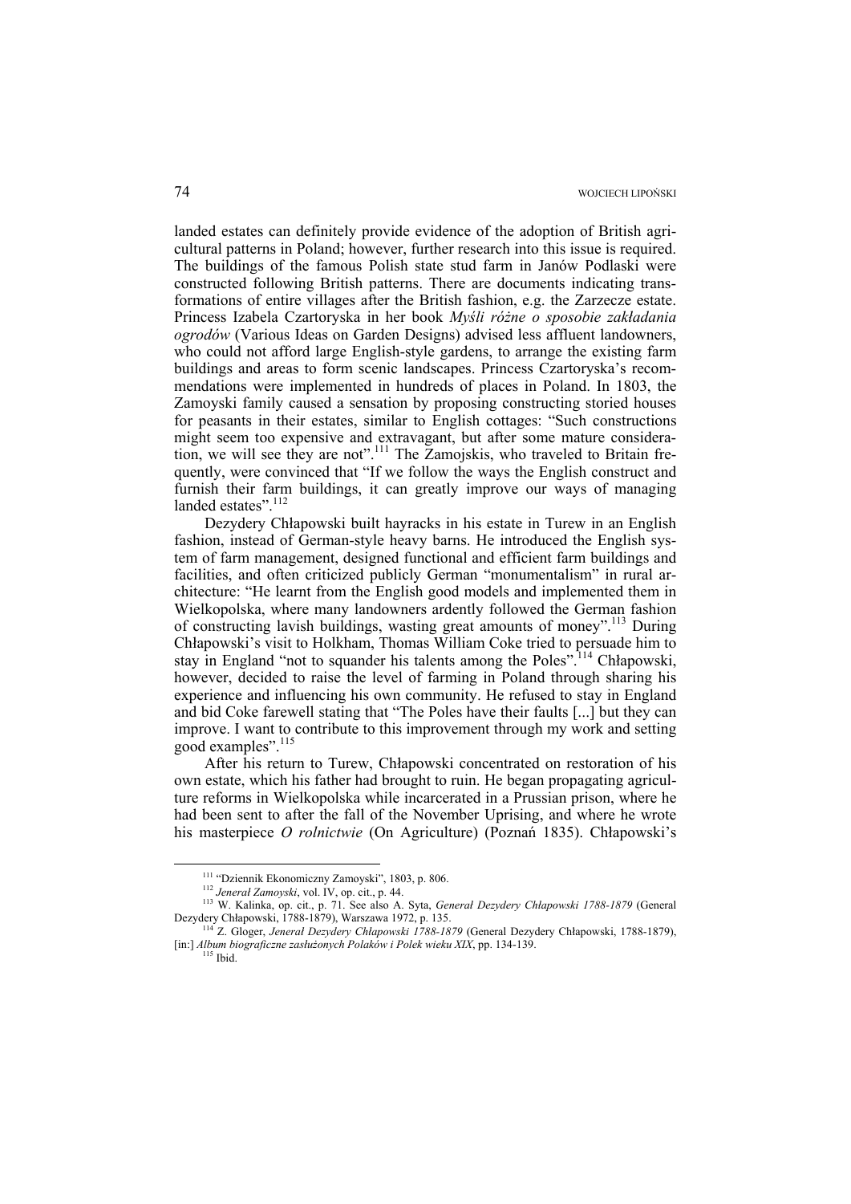landed estates can definitely provide evidence of the adoption of British agricultural patterns in Poland; however, further research into this issue is required. The buildings of the famous Polish state stud farm in Janów Podlaski were constructed following British patterns. There are documents indicating transformations of entire villages after the British fashion, e.g. the Zarzecze estate. Princess Izabela Czartoryska in her book *Myśli różne o sposobie zakładania ogrodów* (Various Ideas on Garden Designs) advised less affluent landowners, who could not afford large English-style gardens, to arrange the existing farm buildings and areas to form scenic landscapes. Princess Czartoryska's recommendations were implemented in hundreds of places in Poland. In 1803, the Zamoyski family caused a sensation by proposing constructing storied houses for peasants in their estates, similar to English cottages: "Such constructions might seem too expensive and extravagant, but after some mature consideration, we will see they are not".[111] The Zamojskis, who traveled to Britain frequently, were convinced that "If we follow the ways the English construct and furnish their farm buildings, it can greatly improve our ways of managing landed estates".[112]

Dezydery Chłapowski built hayracks in his estate in Turew in an English fashion, instead of German-style heavy barns. He introduced the English system of farm management, designed functional and efficient farm buildings and facilities, and often criticized publicly German "monumentalism" in rural architecture: "He learnt from the English good models and implemented them in Wielkopolska, where many landowners ardently followed the German fashion of constructing lavish buildings, wasting great amounts of money".[113] During Chłapowski's visit to Holkham, Thomas William Coke tried to persuade him to stay in England "not to squander his talents among the Poles".[114] Chłapowski, however, decided to raise the level of farming in Poland through sharing his experience and influencing his own community. He refused to stay in England and bid Coke farewell stating that "The Poles have their faults [...] but they can improve. I want to contribute to this improvement through my work and setting good examples".[115]

After his return to Turew, Chłapowski concentrated on restoration of his own estate, which his father had brought to ruin. He began propagating agriculture reforms in Wielkopolska while incarcerated in a Prussian prison, where he had been sent to after the fall of the November Uprising, and where he wrote his masterpiece *O rolnictwie* (On Agriculture) (Poznań 1835). Chłapowski's

---

[111] "Dziennik Ekonomiczny Zamoyski", 1803, p. 806.

[112] *Jenerał Zamoyski*, vol. IV, op. cit., p. 44.

[113] W. Kalinka, op. cit., p. 71. See also A. Syta, *Generał Dezydery Chłapowski 1788-1879* (General Dezydery Chłapowski, 1788-1879), Warszawa 1972, p. 135.

[114] Z. Gloger, *Jenerał Dezydery Chłapowski 1788-1879* (General Dezydery Chłapowski, 1788-1879), [in:] *Album biograficzne zasłużonych Polaków i Polek wieku XIX*, pp. 134-139.

[115] Ibid.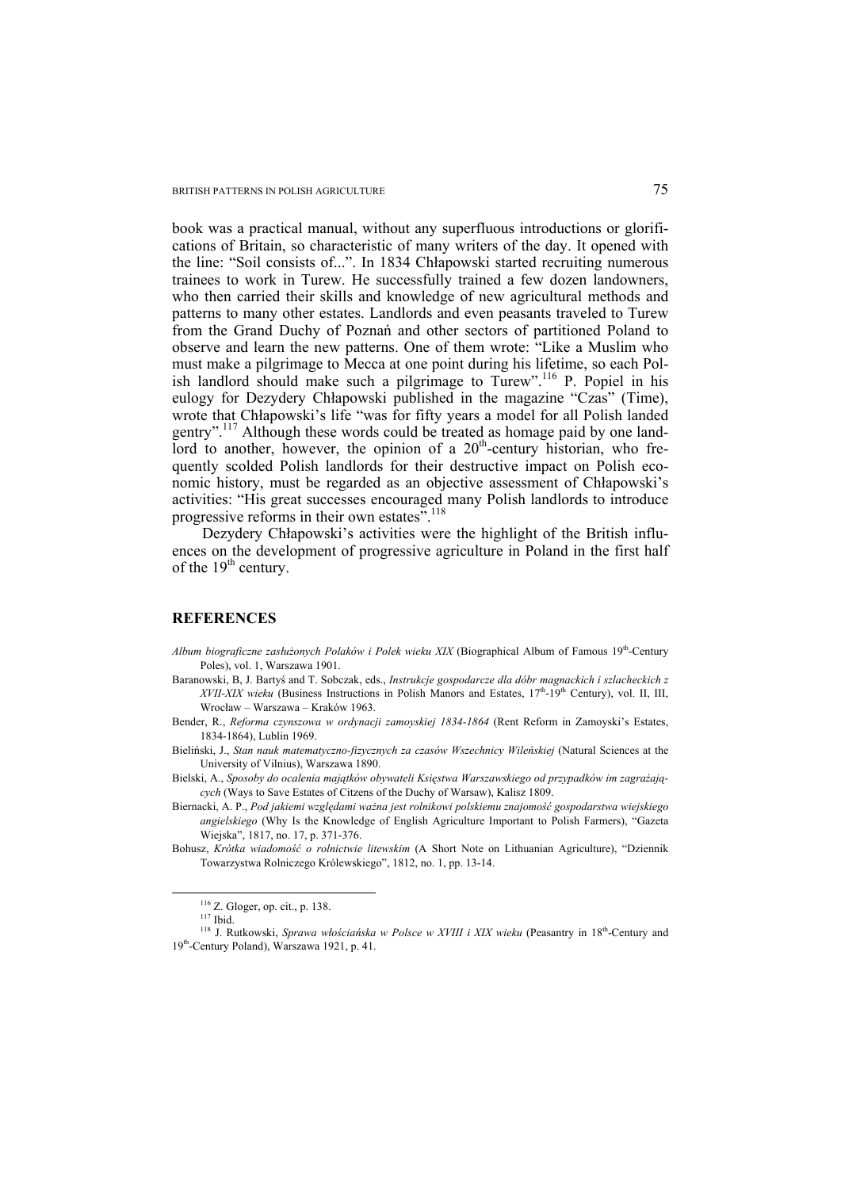book was a practical manual, without any superfluous introductions or glorifications of Britain, so characteristic of many writers of the day. It opened with the line: "Soil consists of...". In 1834 Chłapowski started recruiting numerous trainees to work in Turew. He successfully trained a few dozen landowners, who then carried their skills and knowledge of new agricultural methods and patterns to many other estates. Landlords and even peasants traveled to Turew from the Grand Duchy of Poznań and other sectors of partitioned Poland to observe and learn the new patterns. One of them wrote: "Like a Muslim who must make a pilgrimage to Mecca at one point during his lifetime, so each Polish landlord should make such a pilgrimage to Turew".[116] P. Popiel in his eulogy for Dezydery Chłapowski published in the magazine "Czas" (Time), wrote that Chłapowski's life "was for fifty years a model for all Polish landed gentry".[117] Although these words could be treated as homage paid by one landlord to another, however, the opinion of a 20th-century historian, who frequently scolded Polish landlords for their destructive impact on Polish economic history, must be regarded as an objective assessment of Chłapowski's activities: "His great successes encouraged many Polish landlords to introduce progressive reforms in their own estates".[118]

Dezydery Chłapowski's activities were the highlight of the British influences on the development of progressive agriculture in Poland in the first half of the 19th century.

## REFERENCES

*Album biograficzne zasłużonych Polaków i Polek wieku XIX* (Biographical Album of Famous 19th-Century Poles), vol. 1, Warszawa 1901.

Baranowski, B, J. Bartyś and T. Sobczak, eds., *Instrukcje gospodarcze dla dóbr magnackich i szlacheckich z XVII-XIX wieku* (Business Instructions in Polish Manors and Estates, 17th-19th Century), vol. II, III, Wrocław – Warszawa – Kraków 1963.

Bender, R., *Reforma czynszowa w ordynacji zamoyskiej 1834-1864* (Rent Reform in Zamoyski's Estates, 1834-1864), Lublin 1969.

Bieliński, J., *Stan nauk matematyczno-fizycznych za czasów Wszechnicy Wileńskiej* (Natural Sciences at the University of Vilnius), Warszawa 1890.

Bielski, A., *Sposoby do ocalenia majątków obywateli Księstwa Warszawskiego od przypadków im zagrażających* (Ways to Save Estates of Citizens of the Duchy of Warsaw), Kalisz 1809.

Biernacki, A. P., *Pod jakiemi względami ważna jest rolnikowi polskiemu znajomość gospodarstwa wiejskiego angielskiego* (Why Is the Knowledge of English Agriculture Important to Polish Farmers), "Gazeta Wiejska", 1817, no. 17, p. 371-376.

Bohusz, *Krótka wiadomość o rolnictwie litewskim* (A Short Note on Lithuanian Agriculture), "Dziennik Towarzystwa Rolniczego Królewskiego", 1812, no. 1, pp. 13-14.

---

[116] Z. Gloger, op. cit., p. 138.

[117] Ibid.

[118] J. Rutkowski, *Sprawa włościańska w Polsce w XVIII i XIX wieku* (Peasantry in 18th-Century and 19th-Century Poland), Warszawa 1921, p. 41.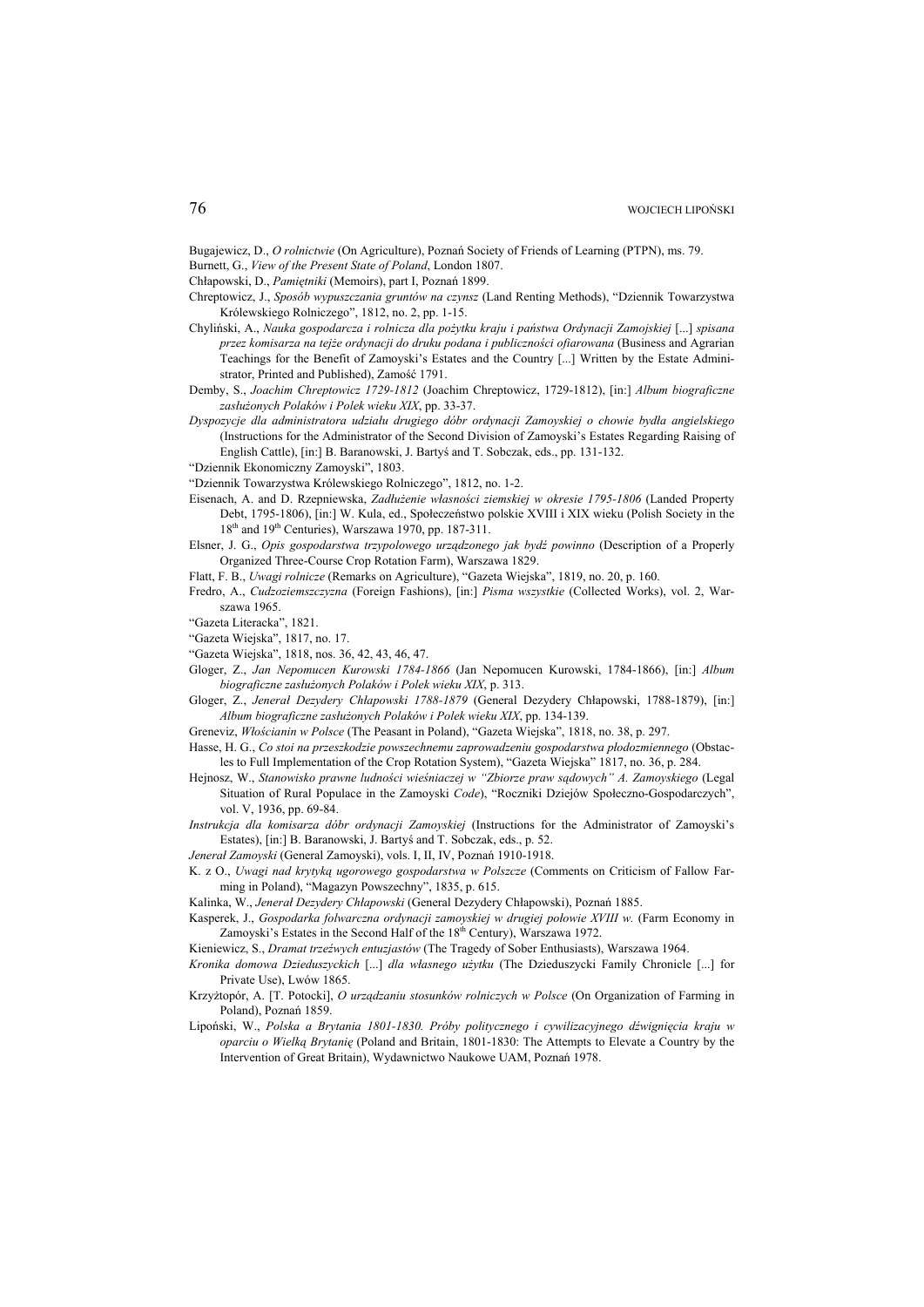Bugajewicz, D., *O rolnictwie* (On Agriculture), Poznań Society of Friends of Learning (PTPN), ms. 79.

Burnett, G., *View of the Present State of Poland*, London 1807.

Chłapowski, D., *Pamiętniki* (Memoirs), part I, Poznań 1899.

Chreptowicz, J., *Sposób wypuszczania gruntów na czynsz* (Land Renting Methods), "Dziennik Towarzystwa Królewskiego Rolniczego", 1812, no. 2, pp. 1-15.

Chyliński, A., *Nauka gospodarcza i rolnicza dla pożytku kraju i państwa Ordynacji Zamojskiej* [...] *spisana przez komisarza na tejże ordynacji do druku podana i publiczności ofiarowana* (Business and Agrarian Teachings for the Benefit of Zamoyski's Estates and the Country [...] Written by the Estate Administrator, Printed and Published), Zamość 1791.

Demby, S., *Joachim Chreptowicz 1729-1812* (Joachim Chreptowicz, 1729-1812), [in:] *Album biograficzne zasłużonych Polaków i Polek wieku XIX*, pp. 33-37.

*Dyspozycje dla administratora udziału drugiego dóbr ordynacji Zamoyskiej o chowie bydła angielskiego* (Instructions for the Administrator of the Second Division of Zamoyski's Estates Regarding Raising of English Cattle), [in:] B. Baranowski, J. Bartyś and T. Sobczak, eds., pp. 131-132.

"Dziennik Ekonomiczny Zamoyski", 1803.

"Dziennik Towarzystwa Królewskiego Rolniczego", 1812, no. 1-2.

Eisenach, A. and D. Rzepniewska, *Zadłużenie własności ziemskiej w okresie 1795-1806* (Landed Property Debt, 1795-1806), [in:] W. Kula, ed., Społeczeństwo polskie XVIII i XIX wieku (Polish Society in the 18th and 19th Centuries), Warszawa 1970, pp. 187-311.

Elsner, J. G., *Opis gospodarstwa trzypolowego urządzonego jak bydź powinno* (Description of a Properly Organized Three-Course Crop Rotation Farm), Warszawa 1829.

Flatt, F. B., *Uwagi rolnicze* (Remarks on Agriculture), "Gazeta Wiejska", 1819, no. 20, p. 160.

Fredro, A., *Cudzoziemszczyzna* (Foreign Fashions), [in:] *Pisma wszystkie* (Collected Works), vol. 2, Warszawa 1965.

"Gazeta Literacka", 1821.

"Gazeta Wiejska", 1817, no. 17.

"Gazeta Wiejska", 1818, nos. 36, 42, 43, 46, 47.

Gloger, Z., *Jan Nepomucen Kurowski 1784-1866* (Jan Nepomucen Kurowski, 1784-1866), [in:] *Album biograficzne zasłużonych Polaków i Polek wieku XIX*, p. 313.

Gloger, Z., *Jenerał Dezydery Chłapowski 1788-1879* (General Dezydery Chłapowski, 1788-1879), [in:] *Album biograficzne zasłużonych Polaków i Polek wieku XIX*, pp. 134-139.

Greneviz, *Włościanin w Polsce* (The Peasant in Poland), "Gazeta Wiejska", 1818, no. 38, p. 297.

Hasse, H. G., *Co stoi na przeszkodzie powszechnemu zaprowadzeniu gospodarstwa płodozmiennego* (Obstacles to Full Implementation of the Crop Rotation System), "Gazeta Wiejska" 1817, no. 36, p. 284.

Hejnosz, W., *Stanowisko prawne ludności wieśniaczej w "Zbiorze praw sądowych" A. Zamoyskiego* (Legal Situation of Rural Populace in the Zamoyski *Code*), "Roczniki Dziejów Społeczno-Gospodarczych", vol. V, 1936, pp. 69-84.

*Instrukcja dla komisarza dóbr ordynacji Zamoyskiej* (Instructions for the Administrator of Zamoyski's Estates), [in:] B. Baranowski, J. Bartyś and T. Sobczak, eds., p. 52.

*Jenerał Zamoyski* (General Zamoyski), vols. I, II, IV, Poznań 1910-1918.

K. z O., *Uwagi nad krytyką ugorowego gospodarstwa w Polszcze* (Comments on Criticism of Fallow Farming in Poland), "Magazyn Powszechny", 1835, p. 615.

Kalinka, W., *Jenerał Dezydery Chłapowski* (General Dezydery Chłapowski), Poznań 1885.

Kasperek, J., *Gospodarka folwarczna ordynacji zamoyskiej w drugiej połowie XVIII w.* (Farm Economy in Zamoyski's Estates in the Second Half of the 18th Century), Warszawa 1972.

Kieniewicz, S., *Dramat trzeźwych entuzjastów* (The Tragedy of Sober Enthusiasts), Warszawa 1964.

*Kronika domowa Dzieduszyckich* [...] *dla własnego użytku* (The Dzieduszycki Family Chronicle [...] for Private Use), Lwów 1865.

Krzyżtopór, A. [T. Potocki], *O urządzaniu stosunków rolniczych w Polsce* (On Organization of Farming in Poland), Poznań 1859.

Lipoński, W., *Polska a Brytania 1801-1830. Próby politycznego i cywilizacyjnego dźwignięcia kraju w oparciu o Wielką Brytanię* (Poland and Britain, 1801-1830: The Attempts to Elevate a Country by the Intervention of Great Britain), Wydawnictwo Naukowe UAM, Poznań 1978.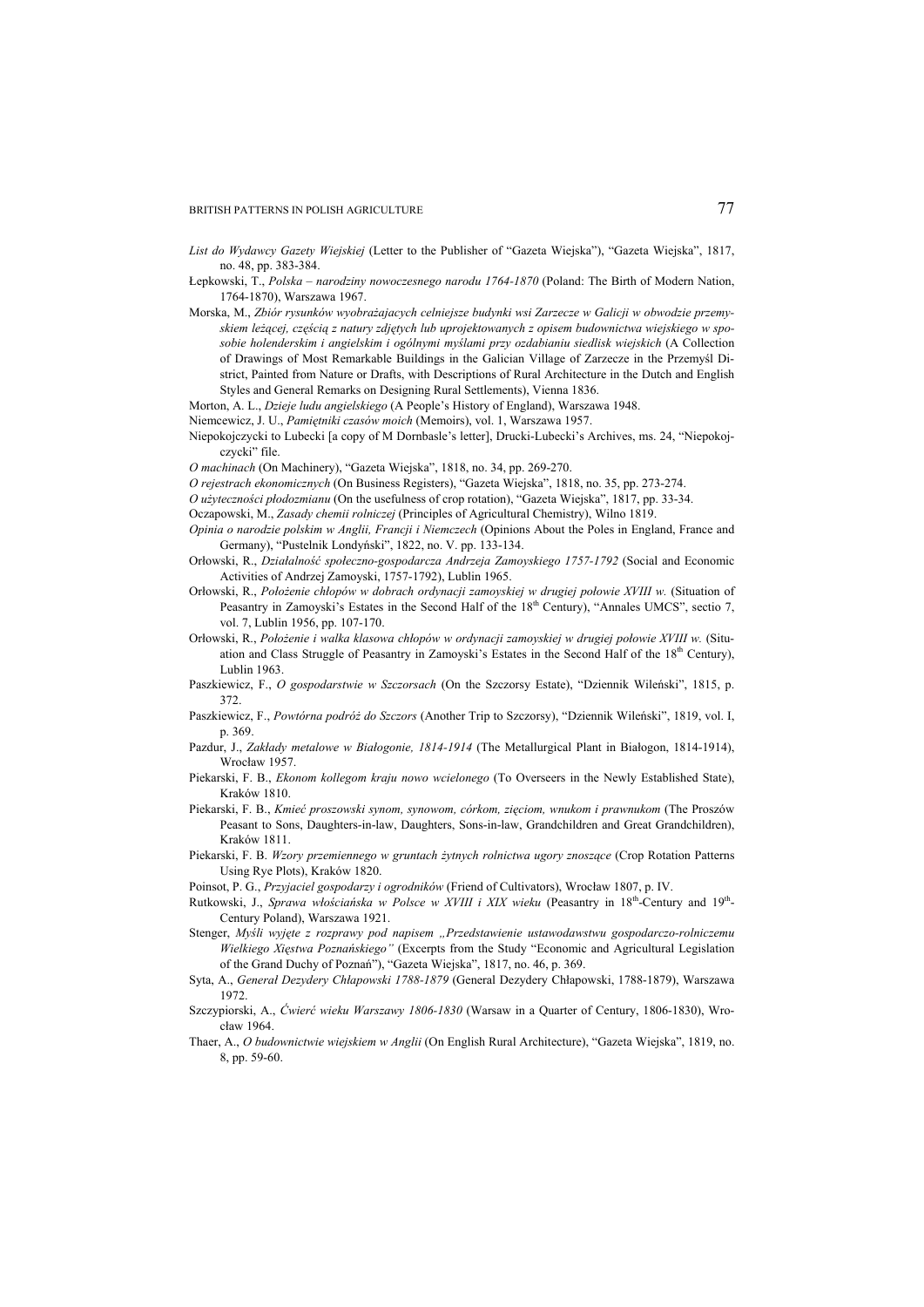*List do Wydawcy Gazety Wiejskiej* (Letter to the Publisher of "Gazeta Wiejska"), "Gazeta Wiejska", 1817, no. 48, pp. 383-384.

Łepkowski, T., *Polska – narodziny nowoczesnego narodu 1764-1870* (Poland: The Birth of Modern Nation, 1764-1870), Warszawa 1967.

Morska, M., *Zbiór rysunków wyobrażających celniejsze budynki wsi Zarzecze w Galicji w obwodzie przemyskiem leżącej, częścią z natury zdjętych lub uprojektowanych z opisem budownictwa wiejskiego w sposobie holenderskim i angielskim i ogólnymi myślami przy ozdabianiu siedlisk wiejskich* (A Collection of Drawings of Most Remarkable Buildings in the Galician Village of Zarzecze in the Przemyśl District, Painted from Nature or Drafts, with Descriptions of Rural Architecture in the Dutch and English Styles and General Remarks on Designing Rural Settlements), Vienna 1836.

Morton, A. L., *Dzieje ludu angielskiego* (A People's History of England), Warszawa 1948.

Niemcewicz, J. U., *Pamiętniki czasów moich* (Memoirs), vol. 1, Warszawa 1957.

Niepokojczycki to Lubecki [a copy of M Dornbasle's letter], Drucki-Lubecki's Archives, ms. 24, "Niepokojczycki" file.

*O machinach* (On Machinery), "Gazeta Wiejska", 1818, no. 34, pp. 269-270.

*O rejestrach ekonomicznych* (On Business Registers), "Gazeta Wiejska", 1818, no. 35, pp. 273-274.

*O użyteczności płodozmianu* (On the usefulness of crop rotation), "Gazeta Wiejska", 1817, pp. 33-34.

Oczapowski, M., *Zasady chemii rolniczej* (Principles of Agricultural Chemistry), Wilno 1819.

*Opinia o narodzie polskim w Anglii, Francji i Niemczech* (Opinions About the Poles in England, France and Germany), "Pustelnik Londyński", 1822, no. V. pp. 133-134.

Orłowski, R., *Działalność społeczno-gospodarcza Andrzeja Zamoyskiego 1757-1792* (Social and Economic Activities of Andrzej Zamoyski, 1757-1792), Lublin 1965.

Orłowski, R., *Położenie chłopów w dobrach ordynacji zamoyskiej w drugiej połowie XVIII w.* (Situation of Peasantry in Zamoyski's Estates in the Second Half of the 18th Century), "Annales UMCS", sectio 7, vol. 7, Lublin 1956, pp. 107-170.

Orłowski, R., *Położenie i walka klasowa chłopów w ordynacji zamoyskiej w drugiej połowie XVIII w.* (Situation and Class Struggle of Peasantry in Zamoyski's Estates in the Second Half of the 18th Century), Lublin 1963.

Paszkiewicz, F., *O gospodarstwie w Szczorsach* (On the Szczorsy Estate), "Dziennik Wileński", 1815, p. 372.

Paszkiewicz, F., *Powtórna podróż do Szczors* (Another Trip to Szczorsy), "Dziennik Wileński", 1819, vol. I, p. 369.

Pazdur, J., *Zakłady metalowe w Białogonie, 1814-1914* (The Metallurgical Plant in Białogon, 1814-1914), Wrocław 1957.

Piekarski, F. B., *Ekonom kollegom kraju nowo wcielonego* (To Overseers in the Newly Established State), Kraków 1810.

Piekarski, F. B., *Kmieć proszowski synom, synowom, córkom, zięciom, wnukom i prawnukom* (The Proszów Peasant to Sons, Daughters-in-law, Daughters, Sons-in-law, Grandchildren and Great Grandchildren), Kraków 1811.

Piekarski, F. B. *Wzory przemiennego w gruntach żytnych rolnictwa ugory znoszące* (Crop Rotation Patterns Using Rye Plots), Kraków 1820.

Poinsot, P. G., *Przyjaciel gospodarzy i ogrodników* (Friend of Cultivators), Wrocław 1807, p. IV.

Rutkowski, J., *Sprawa włościańska w Polsce w XVIII i XIX wieku* (Peasantry in 18th-Century and 19th-Century Poland), Warszawa 1921.

Stenger, *Myśli wyjęte z rozprawy pod napisem „Przedstawienie ustawodawstwu gospodarczo-rolniczemu Wielkiego Xięstwa Poznańskiego"* (Excerpts from the Study "Economic and Agricultural Legislation of the Grand Duchy of Poznań"), "Gazeta Wiejska", 1817, no. 46, p. 369.

Syta, A., *Generał Dezydery Chłapowski 1788-1879* (General Dezydery Chłapowski, 1788-1879), Warszawa 1972.

Szczypiorski, A., *Ćwierć wieku Warszawy 1806-1830* (Warsaw in a Quarter of Century, 1806-1830), Wrocław 1964.

Thaer, A., *O budownictwie wiejskiem w Anglii* (On English Rural Architecture), "Gazeta Wiejska", 1819, no. 8, pp. 59-60.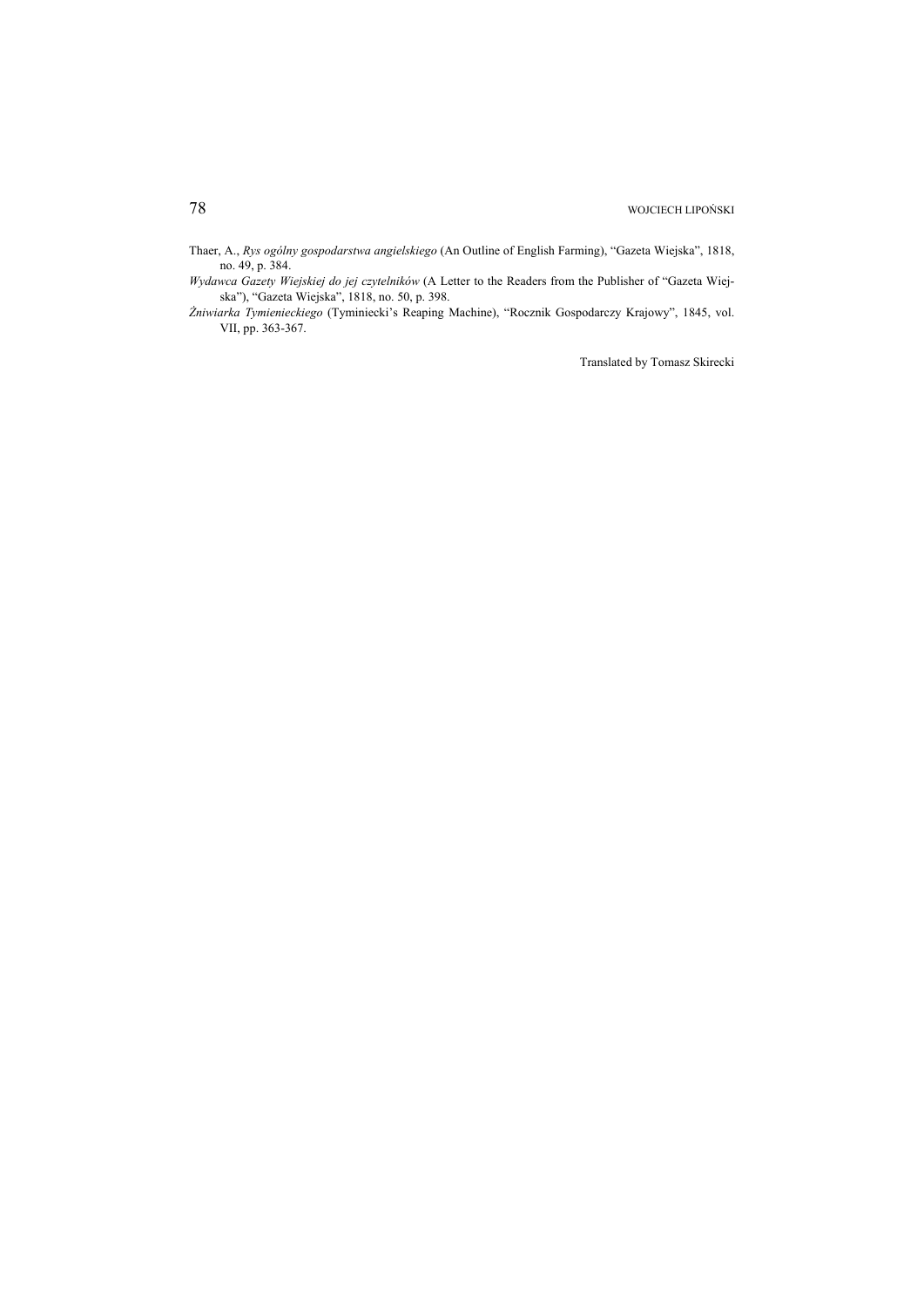Thaer, A., *Rys ogólny gospodarstwa angielskiego* (An Outline of English Farming), "Gazeta Wiejska", 1818, no. 49, p. 384.

*Wydawca Gazety Wiejskiej do jej czytelników* (A Letter to the Readers from the Publisher of "Gazeta Wiejska"), "Gazeta Wiejska", 1818, no. 50, p. 398.

*Żniwiarka Tymienieckiego* (Tyminiecki's Reaping Machine), "Rocznik Gospodarczy Krajowy", 1845, vol. VII, pp. 363-367.

Translated by Tomasz Skirecki